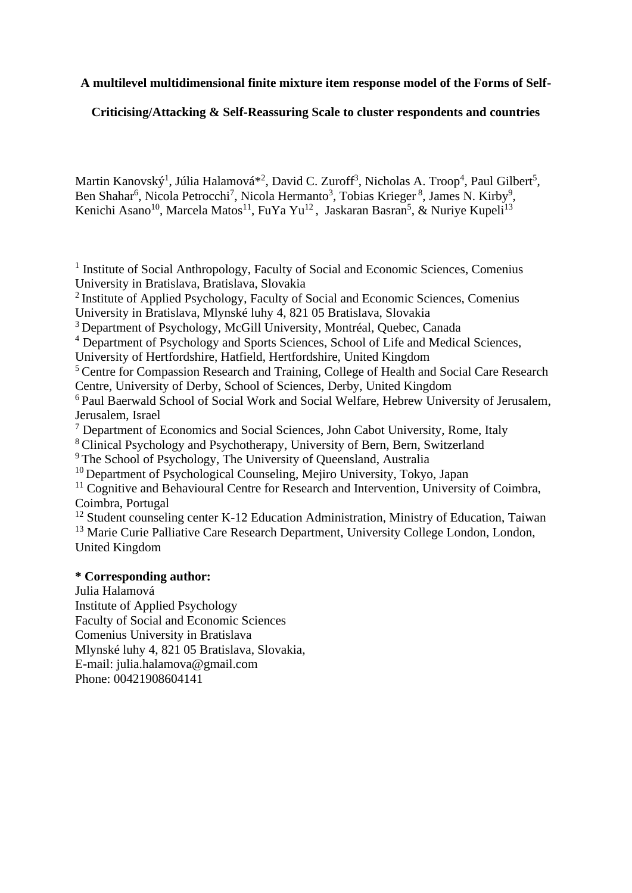**A multilevel multidimensional finite mixture item response model of the Forms of Self-Criticising/Attacking & Self-Reassuring Scale to cluster respondents and countries**

Martin Kanovský[1], Júlia Halamová*[2], David C. Zuroff[3], Nicholas A. Troop[4], Paul Gilbert[5], Ben Shahar[6], Nicola Petrocchi[7], Nicola Hermanto[3], Tobias Krieger[8], James N. Kirby[9], Kenichi Asano[10], Marcela Matos[11], FuYa Yu[12], Jaskaran Basran[5], & Nuriye Kupeli[13]

[1] Institute of Social Anthropology, Faculty of Social and Economic Sciences, Comenius University in Bratislava, Bratislava, Slovakia
[2] Institute of Applied Psychology, Faculty of Social and Economic Sciences, Comenius University in Bratislava, Mlynské luhy 4, 821 05 Bratislava, Slovakia
[3] Department of Psychology, McGill University, Montréal, Quebec, Canada
[4] Department of Psychology and Sports Sciences, School of Life and Medical Sciences, University of Hertfordshire, Hatfield, Hertfordshire, United Kingdom
[5] Centre for Compassion Research and Training, College of Health and Social Care Research Centre, University of Derby, School of Sciences, Derby, United Kingdom
[6] Paul Baerwald School of Social Work and Social Welfare, Hebrew University of Jerusalem, Jerusalem, Israel
[7] Department of Economics and Social Sciences, John Cabot University, Rome, Italy
[8] Clinical Psychology and Psychotherapy, University of Bern, Bern, Switzerland
[9] The School of Psychology, The University of Queensland, Australia
[10] Department of Psychological Counseling, Mejiro University, Tokyo, Japan
[11] Cognitive and Behavioural Centre for Research and Intervention, University of Coimbra, Coimbra, Portugal
[12] Student counseling center K-12 Education Administration, Ministry of Education, Taiwan
[13] Marie Curie Palliative Care Research Department, University College London, London, United Kingdom

**\* Corresponding author:**
Julia Halamová
Institute of Applied Psychology
Faculty of Social and Economic Sciences
Comenius University in Bratislava
Mlynské luhy 4, 821 05 Bratislava, Slovakia,
E-mail: julia.halamova@gmail.com
Phone: 00421908604141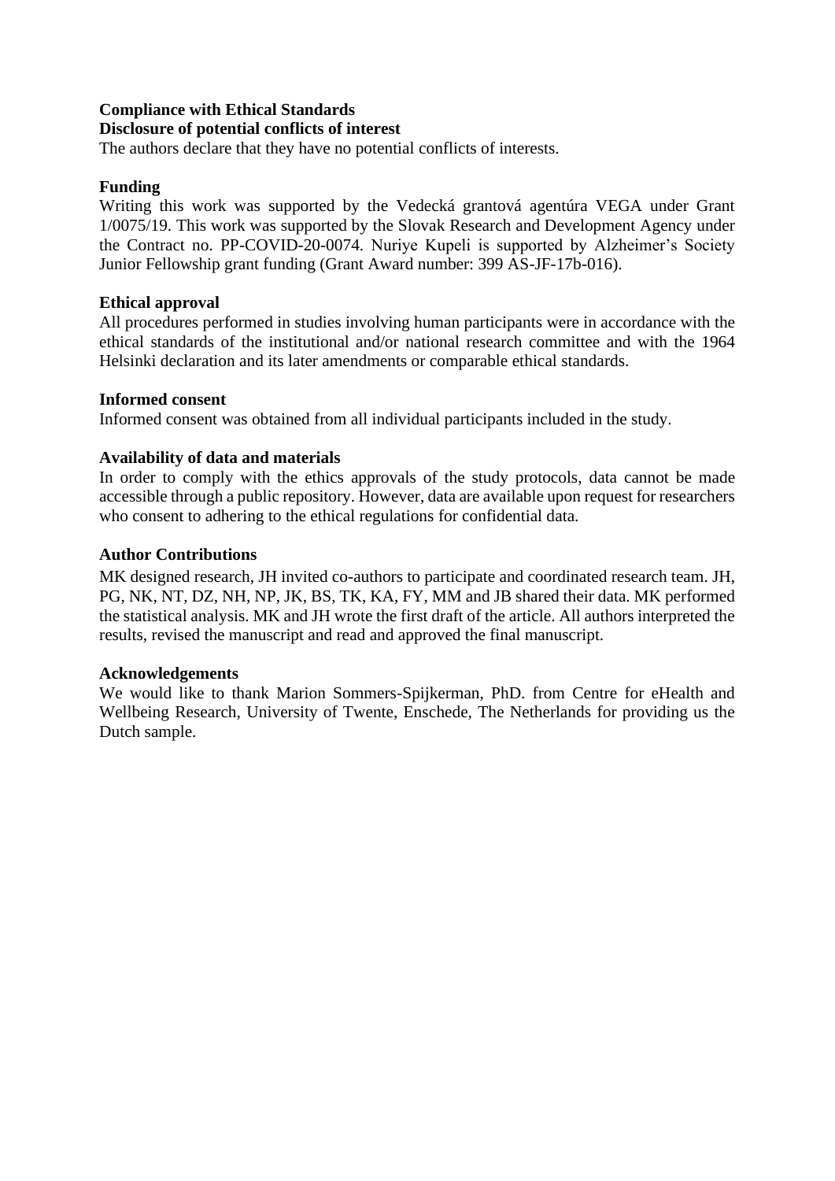## Compliance with Ethical Standards

### Disclosure of potential conflicts of interest

The authors declare that they have no potential conflicts of interests.

### Funding

Writing this work was supported by the Vedecká grantová agentúra VEGA under Grant 1/0075/19. This work was supported by the Slovak Research and Development Agency under the Contract no. PP-COVID-20-0074. Nuriye Kupeli is supported by Alzheimer's Society Junior Fellowship grant funding (Grant Award number: 399 AS-JF-17b-016).

### Ethical approval

All procedures performed in studies involving human participants were in accordance with the ethical standards of the institutional and/or national research committee and with the 1964 Helsinki declaration and its later amendments or comparable ethical standards.

### Informed consent

Informed consent was obtained from all individual participants included in the study.

### Availability of data and materials

In order to comply with the ethics approvals of the study protocols, data cannot be made accessible through a public repository. However, data are available upon request for researchers who consent to adhering to the ethical regulations for confidential data.

### Author Contributions

MK designed research, JH invited co-authors to participate and coordinated research team. JH, PG, NK, NT, DZ, NH, NP, JK, BS, TK, KA, FY, MM and JB shared their data. MK performed the statistical analysis. MK and JH wrote the first draft of the article. All authors interpreted the results, revised the manuscript and read and approved the final manuscript.

### Acknowledgements

We would like to thank Marion Sommers-Spijkerman, PhD. from Centre for eHealth and Wellbeing Research, University of Twente, Enschede, The Netherlands for providing us the Dutch sample.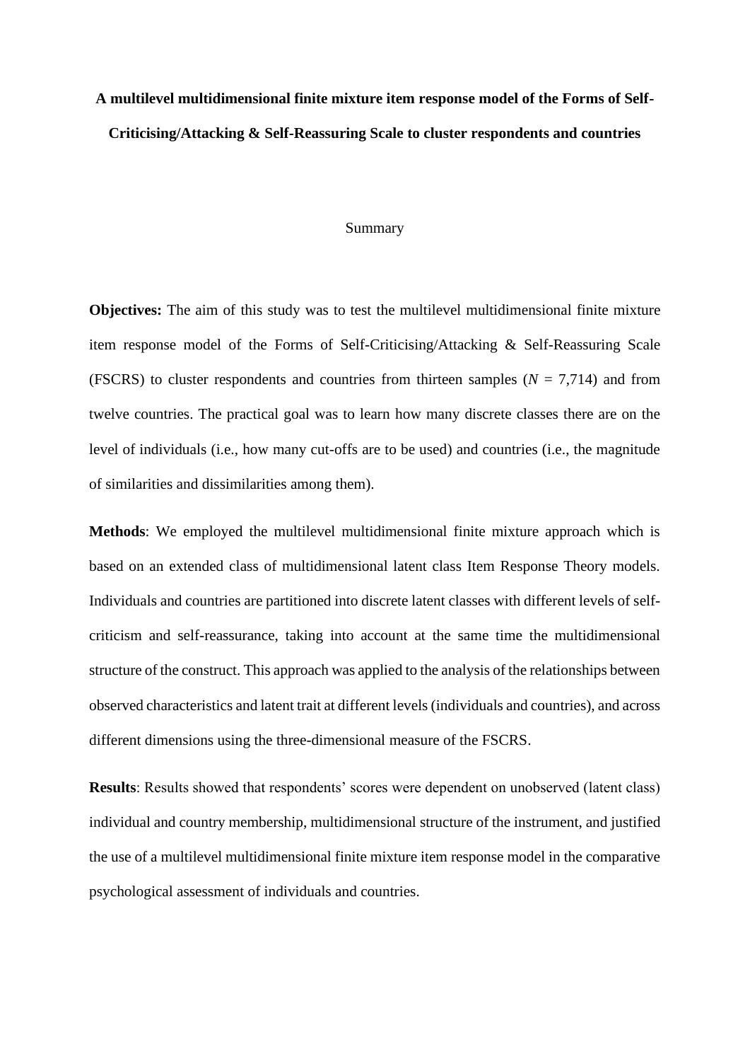**A multilevel multidimensional finite mixture item response model of the Forms of Self-Criticising/Attacking & Self-Reassuring Scale to cluster respondents and countries**

Summary

**Objectives:** The aim of this study was to test the multilevel multidimensional finite mixture item response model of the Forms of Self-Criticising/Attacking & Self-Reassuring Scale (FSCRS) to cluster respondents and countries from thirteen samples ($N$ = 7,714) and from twelve countries. The practical goal was to learn how many discrete classes there are on the level of individuals (i.e., how many cut-offs are to be used) and countries (i.e., the magnitude of similarities and dissimilarities among them).

**Methods**: We employed the multilevel multidimensional finite mixture approach which is based on an extended class of multidimensional latent class Item Response Theory models. Individuals and countries are partitioned into discrete latent classes with different levels of self-criticism and self-reassurance, taking into account at the same time the multidimensional structure of the construct. This approach was applied to the analysis of the relationships between observed characteristics and latent trait at different levels (individuals and countries), and across different dimensions using the three-dimensional measure of the FSCRS.

**Results**: Results showed that respondents' scores were dependent on unobserved (latent class) individual and country membership, multidimensional structure of the instrument, and justified the use of a multilevel multidimensional finite mixture item response model in the comparative psychological assessment of individuals and countries.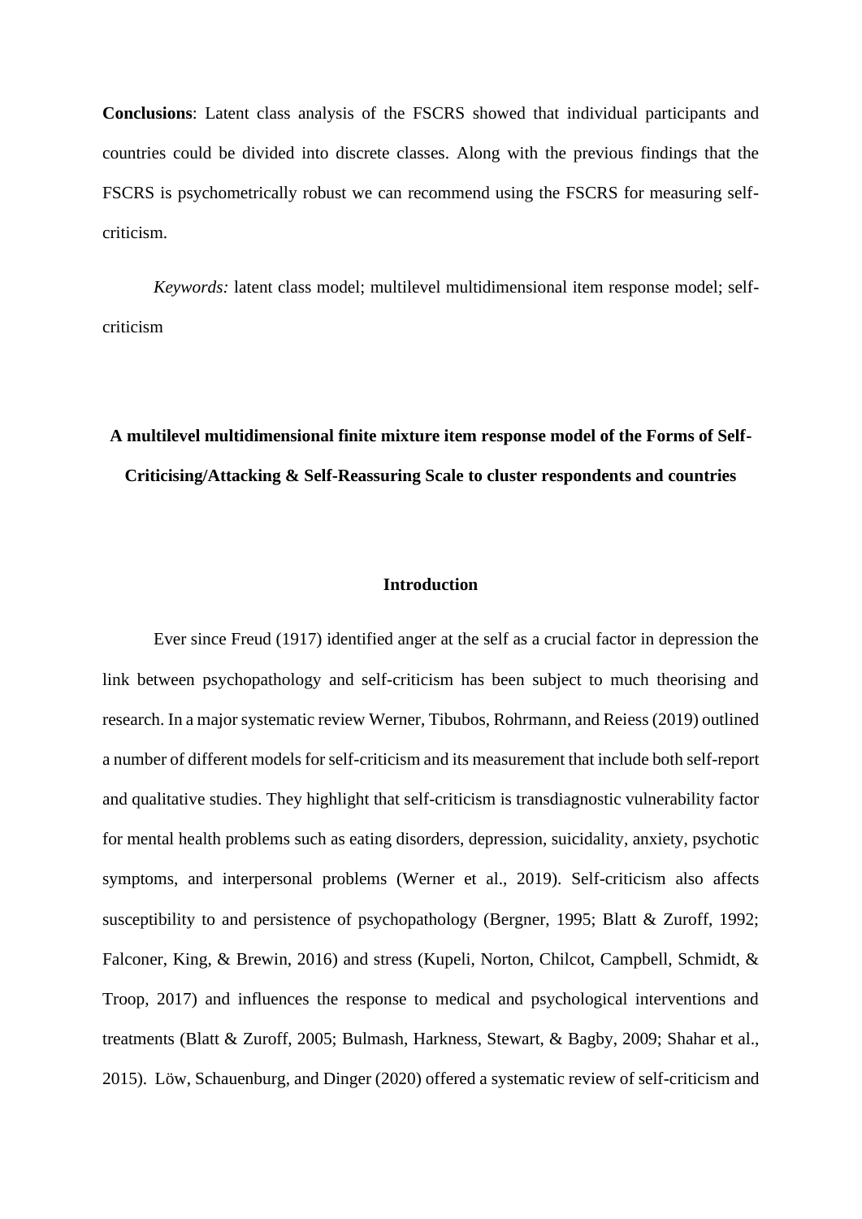**Conclusions**: Latent class analysis of the FSCRS showed that individual participants and countries could be divided into discrete classes. Along with the previous findings that the FSCRS is psychometrically robust we can recommend using the FSCRS for measuring self-criticism.

*Keywords:* latent class model; multilevel multidimensional item response model; self-criticism

**A multilevel multidimensional finite mixture item response model of the Forms of Self-Criticising/Attacking & Self-Reassuring Scale to cluster respondents and countries**

## Introduction

Ever since Freud (1917) identified anger at the self as a crucial factor in depression the link between psychopathology and self-criticism has been subject to much theorising and research. In a major systematic review Werner, Tibubos, Rohrmann, and Reiess (2019) outlined a number of different models for self-criticism and its measurement that include both self-report and qualitative studies. They highlight that self-criticism is transdiagnostic vulnerability factor for mental health problems such as eating disorders, depression, suicidality, anxiety, psychotic symptoms, and interpersonal problems (Werner et al., 2019). Self-criticism also affects susceptibility to and persistence of psychopathology (Bergner, 1995; Blatt & Zuroff, 1992; Falconer, King, & Brewin, 2016) and stress (Kupeli, Norton, Chilcot, Campbell, Schmidt, & Troop, 2017) and influences the response to medical and psychological interventions and treatments (Blatt & Zuroff, 2005; Bulmash, Harkness, Stewart, & Bagby, 2009; Shahar et al., 2015). Löw, Schauenburg, and Dinger (2020) offered a systematic review of self-criticism and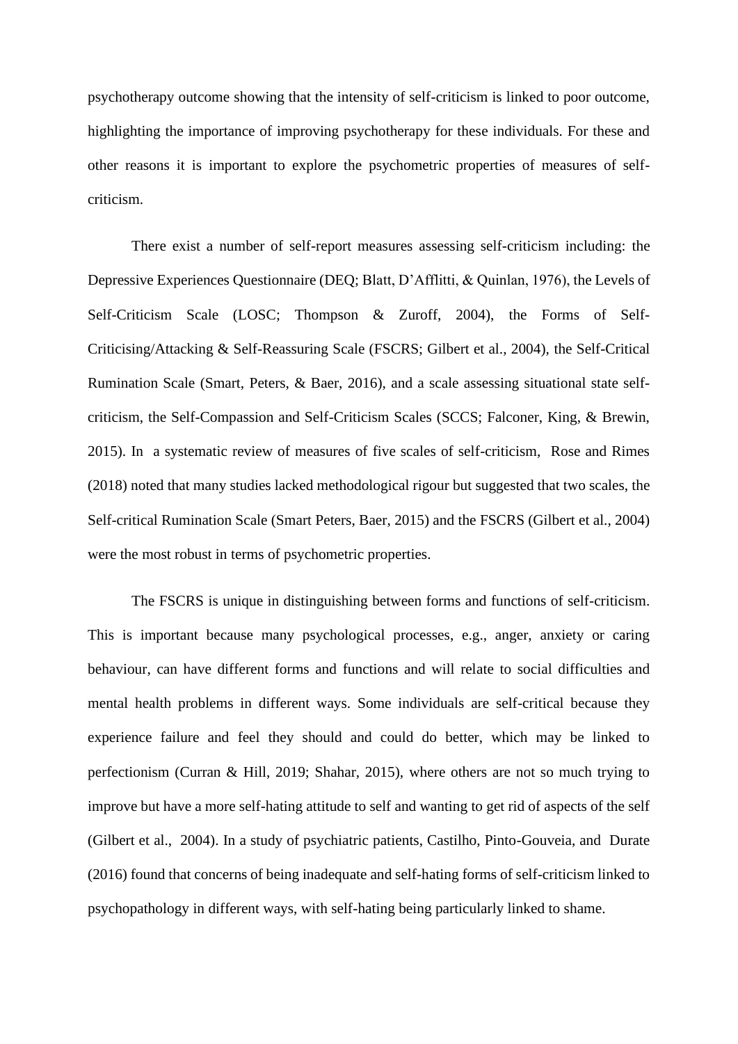psychotherapy outcome showing that the intensity of self-criticism is linked to poor outcome, highlighting the importance of improving psychotherapy for these individuals. For these and other reasons it is important to explore the psychometric properties of measures of self-criticism.

There exist a number of self-report measures assessing self-criticism including: the Depressive Experiences Questionnaire (DEQ; Blatt, D'Afflitti, & Quinlan, 1976), the Levels of Self-Criticism Scale (LOSC; Thompson & Zuroff, 2004), the Forms of Self-Criticising/Attacking & Self-Reassuring Scale (FSCRS; Gilbert et al., 2004), the Self-Critical Rumination Scale (Smart, Peters, & Baer, 2016), and a scale assessing situational state self-criticism, the Self-Compassion and Self-Criticism Scales (SCCS; Falconer, King, & Brewin, 2015). In a systematic review of measures of five scales of self-criticism, Rose and Rimes (2018) noted that many studies lacked methodological rigour but suggested that two scales, the Self-critical Rumination Scale (Smart Peters, Baer, 2015) and the FSCRS (Gilbert et al., 2004) were the most robust in terms of psychometric properties.

The FSCRS is unique in distinguishing between forms and functions of self-criticism. This is important because many psychological processes, e.g., anger, anxiety or caring behaviour, can have different forms and functions and will relate to social difficulties and mental health problems in different ways. Some individuals are self-critical because they experience failure and feel they should and could do better, which may be linked to perfectionism (Curran & Hill, 2019; Shahar, 2015), where others are not so much trying to improve but have a more self-hating attitude to self and wanting to get rid of aspects of the self (Gilbert et al., 2004). In a study of psychiatric patients, Castilho, Pinto-Gouveia, and Durate (2016) found that concerns of being inadequate and self-hating forms of self-criticism linked to psychopathology in different ways, with self-hating being particularly linked to shame.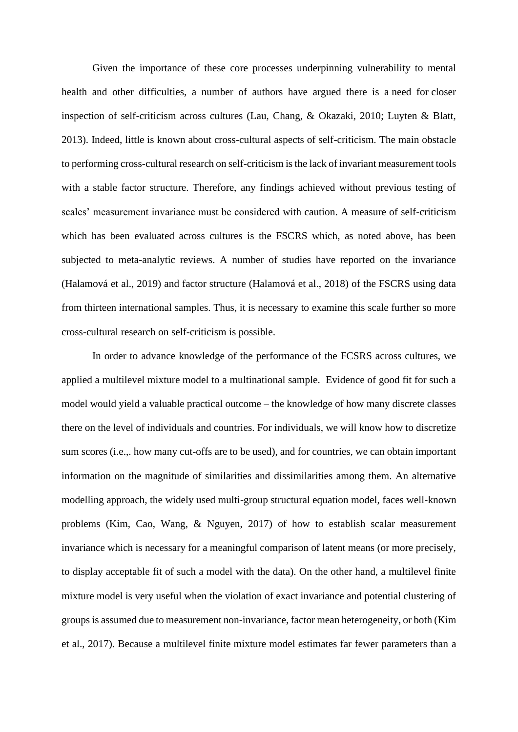Given the importance of these core processes underpinning vulnerability to mental health and other difficulties, a number of authors have argued there is a need for closer inspection of self-criticism across cultures (Lau, Chang, & Okazaki, 2010; Luyten & Blatt, 2013). Indeed, little is known about cross-cultural aspects of self-criticism. The main obstacle to performing cross-cultural research on self-criticism is the lack of invariant measurement tools with a stable factor structure. Therefore, any findings achieved without previous testing of scales' measurement invariance must be considered with caution. A measure of self-criticism which has been evaluated across cultures is the FSCRS which, as noted above, has been subjected to meta-analytic reviews. A number of studies have reported on the invariance (Halamová et al., 2019) and factor structure (Halamová et al., 2018) of the FSCRS using data from thirteen international samples. Thus, it is necessary to examine this scale further so more cross-cultural research on self-criticism is possible.

In order to advance knowledge of the performance of the FCSRS across cultures, we applied a multilevel mixture model to a multinational sample. Evidence of good fit for such a model would yield a valuable practical outcome – the knowledge of how many discrete classes there on the level of individuals and countries. For individuals, we will know how to discretize sum scores (i.e.,. how many cut-offs are to be used), and for countries, we can obtain important information on the magnitude of similarities and dissimilarities among them. An alternative modelling approach, the widely used multi-group structural equation model, faces well-known problems (Kim, Cao, Wang, & Nguyen, 2017) of how to establish scalar measurement invariance which is necessary for a meaningful comparison of latent means (or more precisely, to display acceptable fit of such a model with the data). On the other hand, a multilevel finite mixture model is very useful when the violation of exact invariance and potential clustering of groups is assumed due to measurement non-invariance, factor mean heterogeneity, or both (Kim et al., 2017). Because a multilevel finite mixture model estimates far fewer parameters than a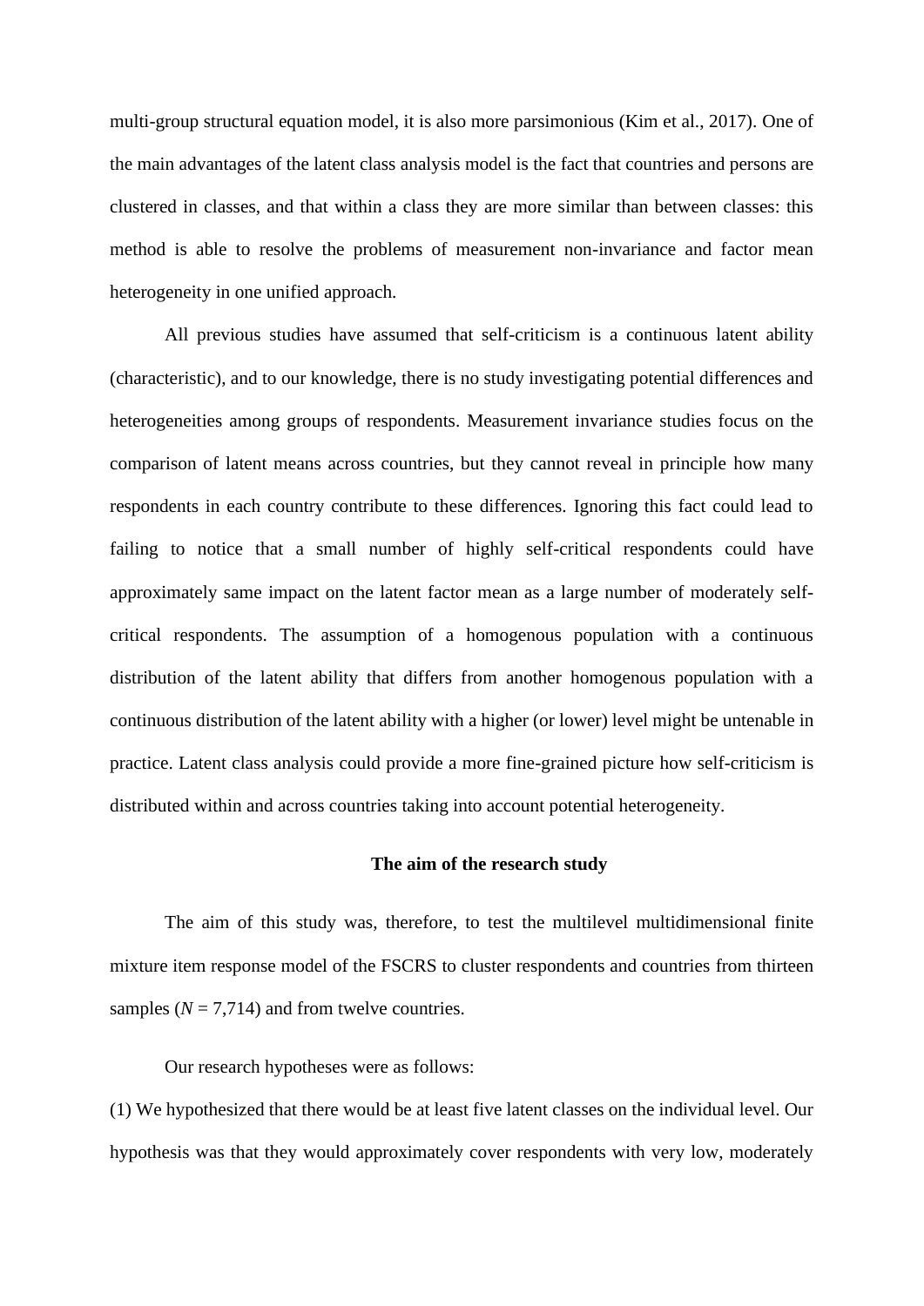multi-group structural equation model, it is also more parsimonious (Kim et al., 2017). One of the main advantages of the latent class analysis model is the fact that countries and persons are clustered in classes, and that within a class they are more similar than between classes: this method is able to resolve the problems of measurement non-invariance and factor mean heterogeneity in one unified approach.

All previous studies have assumed that self-criticism is a continuous latent ability (characteristic), and to our knowledge, there is no study investigating potential differences and heterogeneities among groups of respondents. Measurement invariance studies focus on the comparison of latent means across countries, but they cannot reveal in principle how many respondents in each country contribute to these differences. Ignoring this fact could lead to failing to notice that a small number of highly self-critical respondents could have approximately same impact on the latent factor mean as a large number of moderately self-critical respondents. The assumption of a homogenous population with a continuous distribution of the latent ability that differs from another homogenous population with a continuous distribution of the latent ability with a higher (or lower) level might be untenable in practice. Latent class analysis could provide a more fine-grained picture how self-criticism is distributed within and across countries taking into account potential heterogeneity.

## The aim of the research study

The aim of this study was, therefore, to test the multilevel multidimensional finite mixture item response model of the FSCRS to cluster respondents and countries from thirteen samples (*N* = 7,714) and from twelve countries.

Our research hypotheses were as follows:

(1) We hypothesized that there would be at least five latent classes on the individual level. Our hypothesis was that they would approximately cover respondents with very low, moderately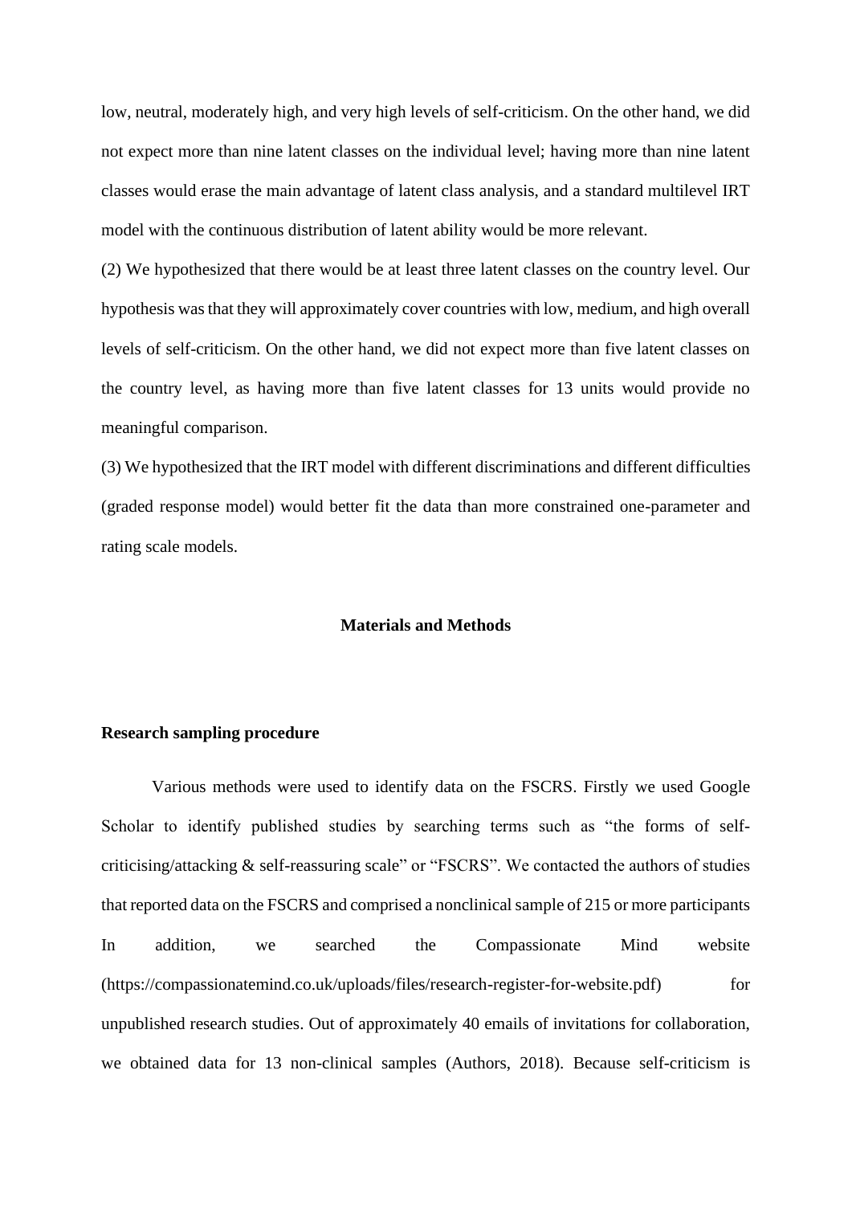low, neutral, moderately high, and very high levels of self-criticism. On the other hand, we did not expect more than nine latent classes on the individual level; having more than nine latent classes would erase the main advantage of latent class analysis, and a standard multilevel IRT model with the continuous distribution of latent ability would be more relevant.

(2) We hypothesized that there would be at least three latent classes on the country level. Our hypothesis was that they will approximately cover countries with low, medium, and high overall levels of self-criticism. On the other hand, we did not expect more than five latent classes on the country level, as having more than five latent classes for 13 units would provide no meaningful comparison.

(3) We hypothesized that the IRT model with different discriminations and different difficulties (graded response model) would better fit the data than more constrained one-parameter and rating scale models.

## Materials and Methods

### Research sampling procedure

Various methods were used to identify data on the FSCRS. Firstly we used Google Scholar to identify published studies by searching terms such as "the forms of self-criticising/attacking & self-reassuring scale" or "FSCRS". We contacted the authors of studies that reported data on the FSCRS and comprised a nonclinical sample of 215 or more participants In addition, we searched the Compassionate Mind website (https://compassionatemind.co.uk/uploads/files/research-register-for-website.pdf) for unpublished research studies. Out of approximately 40 emails of invitations for collaboration, we obtained data for 13 non-clinical samples (Authors, 2018). Because self-criticism is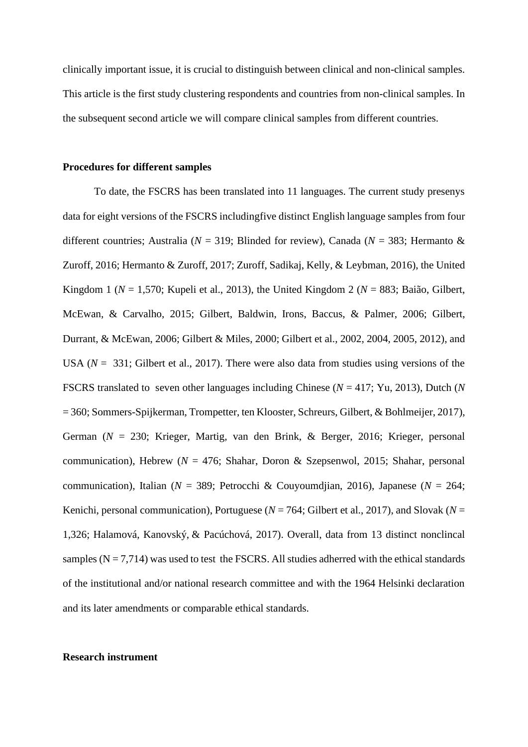clinically important issue, it is crucial to distinguish between clinical and non-clinical samples. This article is the first study clustering respondents and countries from non-clinical samples. In the subsequent second article we will compare clinical samples from different countries.

**Procedures for different samples**

To date, the FSCRS has been translated into 11 languages. The current study presenys data for eight versions of the FSCRS includingfive distinct English language samples from four different countries; Australia (*N* = 319; Blinded for review), Canada (*N* = 383; Hermanto & Zuroff, 2016; Hermanto & Zuroff, 2017; Zuroff, Sadikaj, Kelly, & Leybman, 2016), the United Kingdom 1 (*N* = 1,570; Kupeli et al., 2013), the United Kingdom 2 (*N* = 883; Baião, Gilbert, McEwan, & Carvalho, 2015; Gilbert, Baldwin, Irons, Baccus, & Palmer, 2006; Gilbert, Durrant, & McEwan, 2006; Gilbert & Miles, 2000; Gilbert et al., 2002, 2004, 2005, 2012), and USA (*N* = 331; Gilbert et al., 2017). There were also data from studies using versions of the FSCRS translated to seven other languages including Chinese (*N* = 417; Yu, 2013), Dutch (*N* = 360; Sommers-Spijkerman, Trompetter, ten Klooster, Schreurs, Gilbert, & Bohlmeijer, 2017), German (*N* = 230; Krieger, Martig, van den Brink, & Berger, 2016; Krieger, personal communication), Hebrew (*N* = 476; Shahar, Doron & Szepsenwol, 2015; Shahar, personal communication), Italian (*N* = 389; Petrocchi & Couyoumdjian, 2016), Japanese (*N* = 264; Kenichi, personal communication), Portuguese (*N* = 764; Gilbert et al., 2017), and Slovak (*N* = 1,326; Halamová, Kanovský, & Pacúchová, 2017). Overall, data from 13 distinct nonclincal samples (N = 7,714) was used to test the FSCRS. All studies adherred with the ethical standards of the institutional and/or national research committee and with the 1964 Helsinki declaration and its later amendments or comparable ethical standards.

**Research instrument**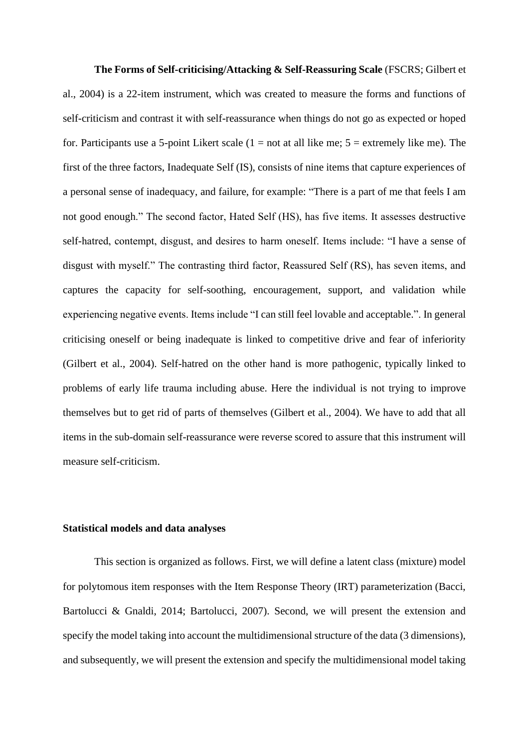**The Forms of Self-criticising/Attacking & Self-Reassuring Scale** (FSCRS; Gilbert et al., 2004) is a 22-item instrument, which was created to measure the forms and functions of self-criticism and contrast it with self-reassurance when things do not go as expected or hoped for. Participants use a 5-point Likert scale (1 = not at all like me; 5 = extremely like me). The first of the three factors, Inadequate Self (IS), consists of nine items that capture experiences of a personal sense of inadequacy, and failure, for example: "There is a part of me that feels I am not good enough." The second factor, Hated Self (HS), has five items. It assesses destructive self-hatred, contempt, disgust, and desires to harm oneself. Items include: "I have a sense of disgust with myself." The contrasting third factor, Reassured Self (RS), has seven items, and captures the capacity for self-soothing, encouragement, support, and validation while experiencing negative events. Items include "I can still feel lovable and acceptable.". In general criticising oneself or being inadequate is linked to competitive drive and fear of inferiority (Gilbert et al., 2004). Self-hatred on the other hand is more pathogenic, typically linked to problems of early life trauma including abuse. Here the individual is not trying to improve themselves but to get rid of parts of themselves (Gilbert et al., 2004). We have to add that all items in the sub-domain self-reassurance were reverse scored to assure that this instrument will measure self-criticism.

## Statistical models and data analyses

This section is organized as follows. First, we will define a latent class (mixture) model for polytomous item responses with the Item Response Theory (IRT) parameterization (Bacci, Bartolucci & Gnaldi, 2014; Bartolucci, 2007). Second, we will present the extension and specify the model taking into account the multidimensional structure of the data (3 dimensions), and subsequently, we will present the extension and specify the multidimensional model taking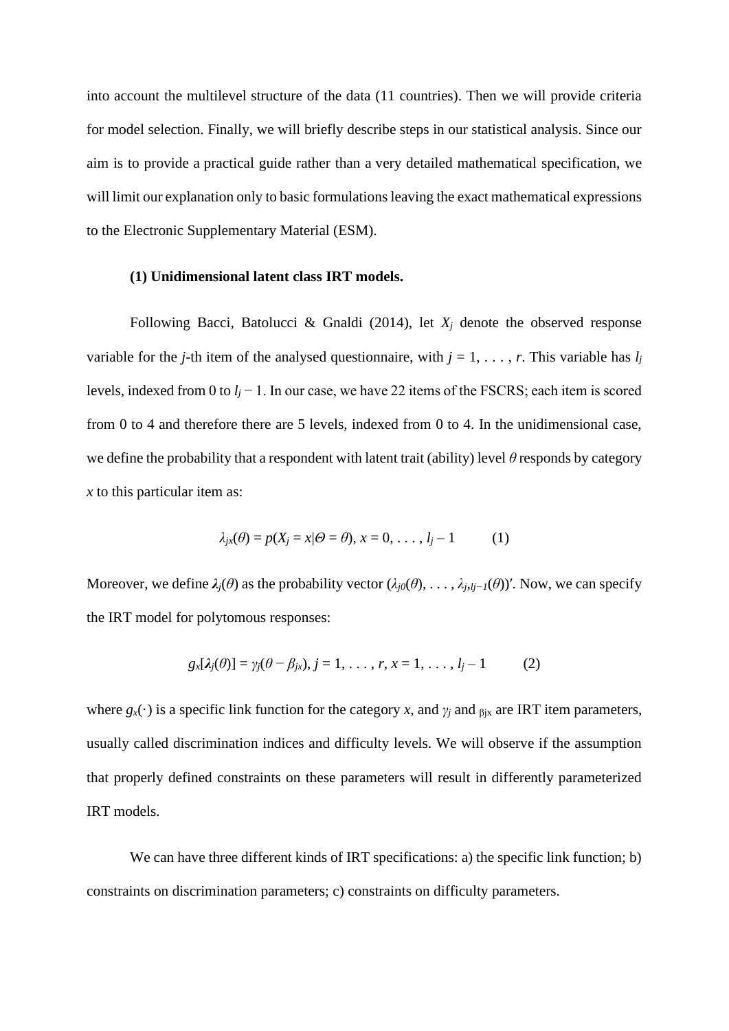into account the multilevel structure of the data (11 countries). Then we will provide criteria for model selection. Finally, we will briefly describe steps in our statistical analysis. Since our aim is to provide a practical guide rather than a very detailed mathematical specification, we will limit our explanation only to basic formulations leaving the exact mathematical expressions to the Electronic Supplementary Material (ESM).

**(1) Unidimensional latent class IRT models.**

Following Bacci, Batolucci & Gnaldi (2014), let $X_j$ denote the observed response variable for the *j*-th item of the analysed questionnaire, with $j = 1, \ldots, r$. This variable has $l_j$ levels, indexed from 0 to $l_j - 1$. In our case, we have 22 items of the FSCRS; each item is scored from 0 to 4 and therefore there are 5 levels, indexed from 0 to 4. In the unidimensional case, we define the probability that a respondent with latent trait (ability) level $\theta$ responds by category $x$ to this particular item as:

$$\lambda_{jx}(\theta) = p(X_j = x | \Theta = \theta),\ x = 0, \ldots, l_j - 1 \qquad (1)$$

Moreover, we define $\boldsymbol{\lambda}_j(\theta)$ as the probability vector $(\lambda_{j0}(\theta), \ldots, \lambda_{j,l_j-1}(\theta))'$. Now, we can specify the IRT model for polytomous responses:

$$g_x[\boldsymbol{\lambda}_j(\theta)] = \gamma_j(\theta - \beta_{jx}),\ j = 1, \ldots, r,\ x = 1, \ldots, l_j - 1 \qquad (2)$$

where $g_x(\cdot)$ is a specific link function for the category $x$, and $\gamma_j$ and $\beta_{jx}$ are IRT item parameters, usually called discrimination indices and difficulty levels. We will observe if the assumption that properly defined constraints on these parameters will result in differently parameterized IRT models.

We can have three different kinds of IRT specifications: a) the specific link function; b) constraints on discrimination parameters; c) constraints on difficulty parameters.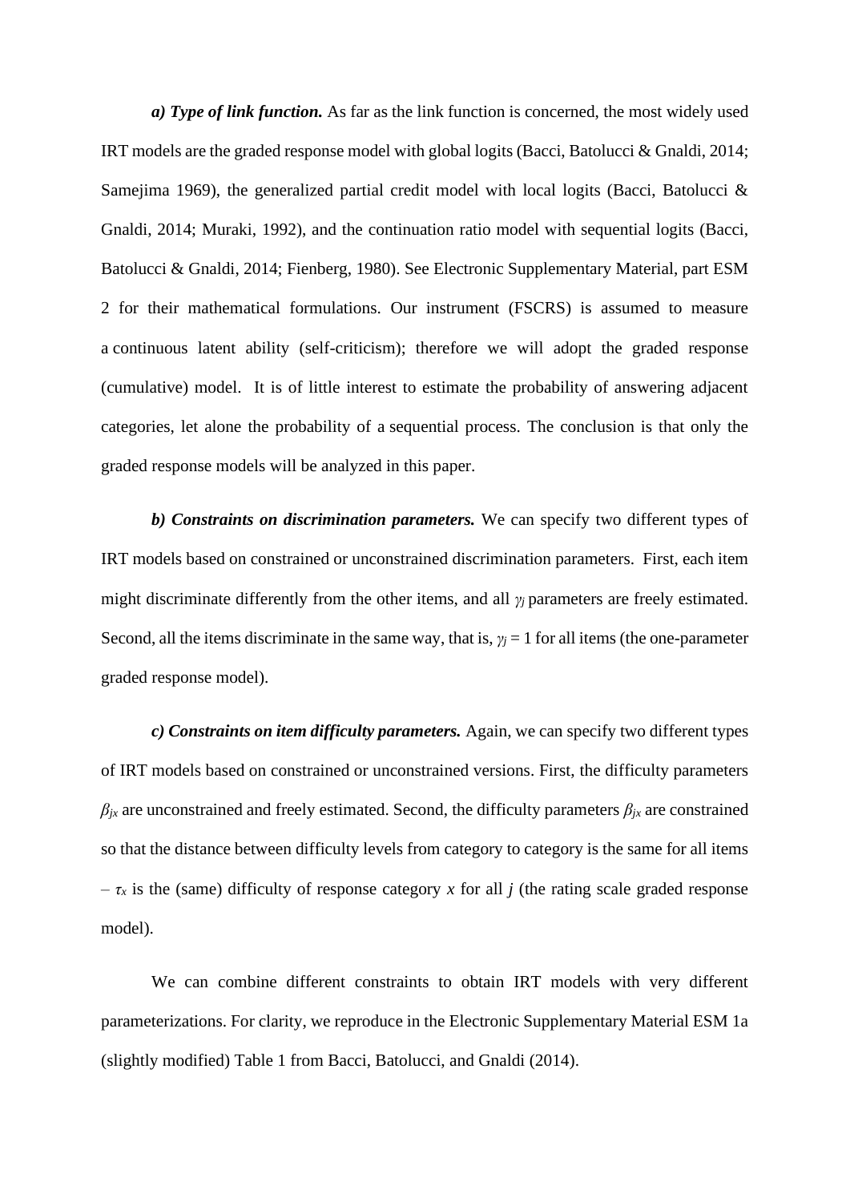***a) Type of link function.*** As far as the link function is concerned, the most widely used IRT models are the graded response model with global logits (Bacci, Batolucci & Gnaldi, 2014; Samejima 1969), the generalized partial credit model with local logits (Bacci, Batolucci & Gnaldi, 2014; Muraki, 1992), and the continuation ratio model with sequential logits (Bacci, Batolucci & Gnaldi, 2014; Fienberg, 1980). See Electronic Supplementary Material, part ESM 2 for their mathematical formulations. Our instrument (FSCRS) is assumed to measure a continuous latent ability (self-criticism); therefore we will adopt the graded response (cumulative) model. It is of little interest to estimate the probability of answering adjacent categories, let alone the probability of a sequential process. The conclusion is that only the graded response models will be analyzed in this paper.

***b) Constraints on discrimination parameters.*** We can specify two different types of IRT models based on constrained or unconstrained discrimination parameters. First, each item might discriminate differently from the other items, and all $\gamma_j$ parameters are freely estimated. Second, all the items discriminate in the same way, that is, $\gamma_j = 1$ for all items (the one-parameter graded response model).

***c) Constraints on item difficulty parameters.*** Again, we can specify two different types of IRT models based on constrained or unconstrained versions. First, the difficulty parameters $\beta_{jx}$ are unconstrained and freely estimated. Second, the difficulty parameters $\beta_{jx}$ are constrained so that the distance between difficulty levels from category to category is the same for all items – $\tau_x$ is the (same) difficulty of response category $x$ for all $j$ (the rating scale graded response model).

We can combine different constraints to obtain IRT models with very different parameterizations. For clarity, we reproduce in the Electronic Supplementary Material ESM 1a (slightly modified) Table 1 from Bacci, Batolucci, and Gnaldi (2014).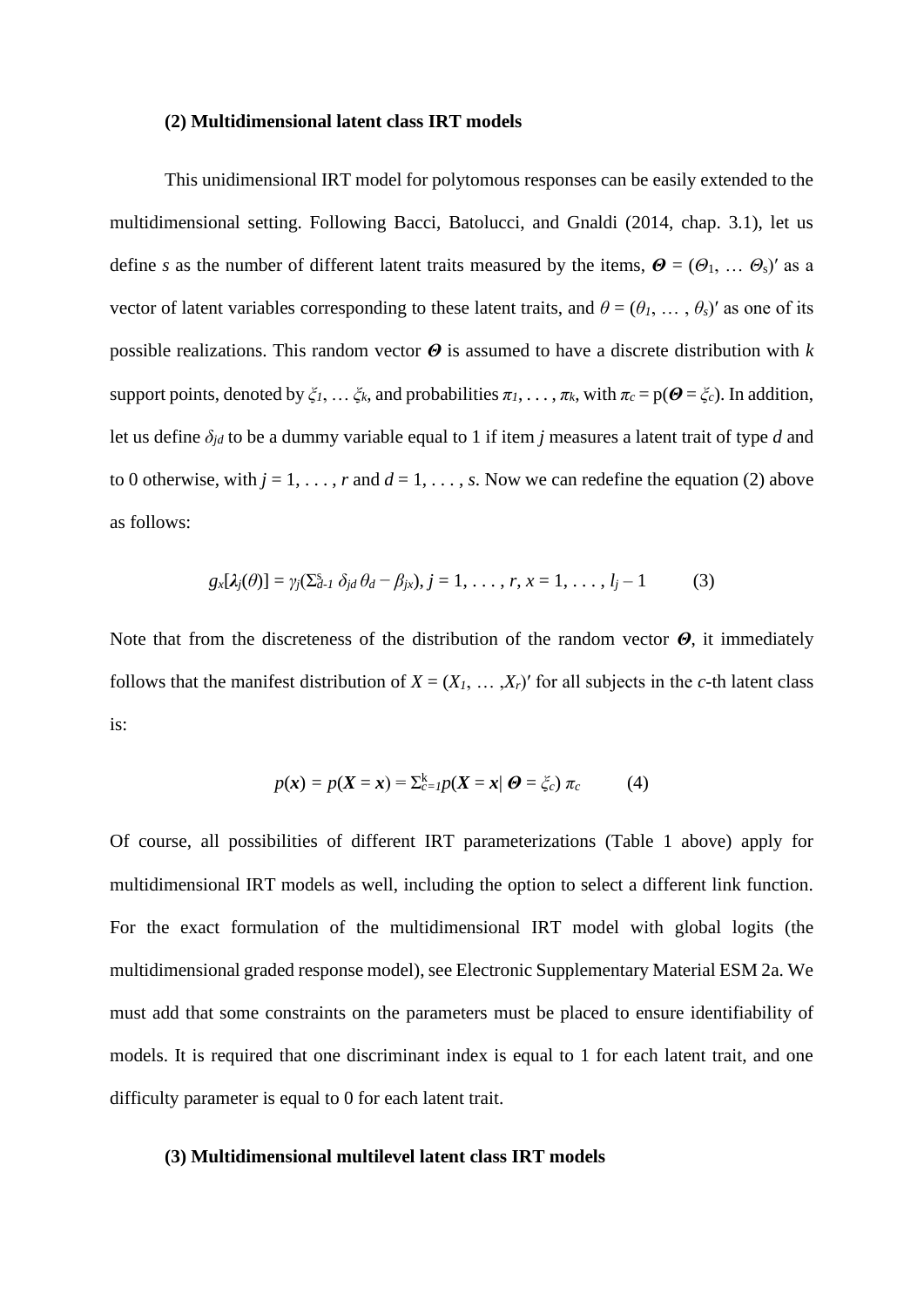**(2) Multidimensional latent class IRT models**

This unidimensional IRT model for polytomous responses can be easily extended to the multidimensional setting. Following Bacci, Batolucci, and Gnaldi (2014, chap. 3.1), let us define *s* as the number of different latent traits measured by the items, $\boldsymbol{\Theta} = (\Theta_1, \dots \Theta_s)'$ as a vector of latent variables corresponding to these latent traits, and $\theta = (\theta_1, \dots, \theta_s)'$ as one of its possible realizations. This random vector $\boldsymbol{\Theta}$ is assumed to have a discrete distribution with *k* support points, denoted by $\xi_1, \dots \xi_k$, and probabilities $\pi_1, \dots, \pi_k$, with $\pi_c = p(\boldsymbol{\Theta} = \xi_c)$. In addition, let us define $\delta_{jd}$ to be a dummy variable equal to 1 if item *j* measures a latent trait of type *d* and to 0 otherwise, with $j = 1, \dots, r$ and $d = 1, \dots, s$. Now we can redefine the equation (2) above as follows:

$$g_x[\boldsymbol{\lambda}_j(\theta)] = \gamma_j(\Sigma_{d=1}^{s} \delta_{jd}\, \theta_d - \beta_{jx}),\ j = 1, \dots, r,\ x = 1, \dots, l_j - 1 \qquad (3)$$

Note that from the discreteness of the distribution of the random vector $\boldsymbol{\Theta}$, it immediately follows that the manifest distribution of $X = (X_1, \dots, X_r)'$ for all subjects in the *c*-th latent class is:

$$p(\boldsymbol{x}) = p(\boldsymbol{X} = \boldsymbol{x}) = \Sigma_{c=1}^{k} p(\boldsymbol{X} = \boldsymbol{x} \mid \boldsymbol{\Theta} = \xi_c)\, \pi_c \qquad (4)$$

Of course, all possibilities of different IRT parameterizations (Table 1 above) apply for multidimensional IRT models as well, including the option to select a different link function. For the exact formulation of the multidimensional IRT model with global logits (the multidimensional graded response model), see Electronic Supplementary Material ESM 2a. We must add that some constraints on the parameters must be placed to ensure identifiability of models. It is required that one discriminant index is equal to 1 for each latent trait, and one difficulty parameter is equal to 0 for each latent trait.

**(3) Multidimensional multilevel latent class IRT models**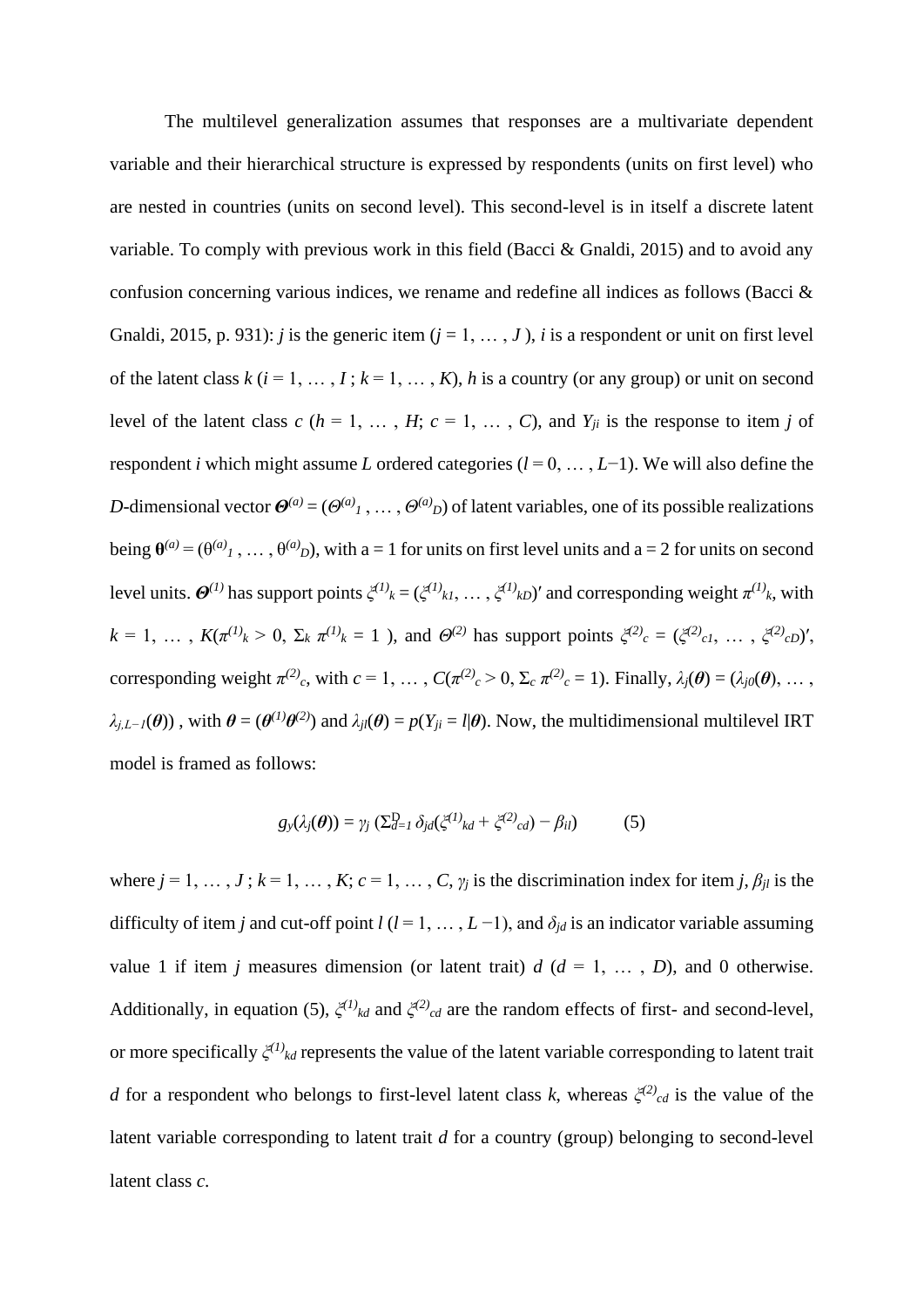The multilevel generalization assumes that responses are a multivariate dependent variable and their hierarchical structure is expressed by respondents (units on first level) who are nested in countries (units on second level). This second-level is in itself a discrete latent variable. To comply with previous work in this field (Bacci & Gnaldi, 2015) and to avoid any confusion concerning various indices, we rename and redefine all indices as follows (Bacci & Gnaldi, 2015, p. 931): $j$ is the generic item ($j = 1, \dots, J$), $i$ is a respondent or unit on first level of the latent class $k$ ($i = 1, \dots, I$ ; $k = 1, \dots, K$), $h$ is a country (or any group) or unit on second level of the latent class $c$ ($h = 1, \dots, H$; $c = 1, \dots, C$), and $Y_{ji}$ is the response to item $j$ of respondent $i$ which might assume $L$ ordered categories ($l = 0, \dots, L-1$). We will also define the $D$-dimensional vector $\boldsymbol{\Theta}^{(a)} = (\Theta^{(a)}_1, \dots, \Theta^{(a)}_D)$ of latent variables, one of its possible realizations being $\boldsymbol{\theta}^{(a)} = (\theta^{(a)}_1, \dots, \theta^{(a)}_D)$, with a = 1 for units on first level units and a = 2 for units on second level units. $\boldsymbol{\Theta}^{(1)}$ has support points $\xi^{(1)}_k = (\xi^{(1)}_{k1}, \dots, \xi^{(1)}_{kD})'$ and corresponding weight $\pi^{(1)}_k$, with $k = 1, \dots, K(\pi^{(1)}_k > 0,\ \Sigma_k\ \pi^{(1)}_k = 1)$, and $\Theta^{(2)}$ has support points $\xi^{(2)}_c = (\xi^{(2)}_{c1}, \dots, \xi^{(2)}_{cD})'$, corresponding weight $\pi^{(2)}_c$, with $c = 1, \dots, C(\pi^{(2)}_c > 0,\ \Sigma_c\ \pi^{(2)}_c = 1)$. Finally, $\lambda_j(\boldsymbol{\theta}) = (\lambda_{j0}(\boldsymbol{\theta}), \dots, \lambda_{j,L-1}(\boldsymbol{\theta}))$, with $\boldsymbol{\theta} = (\boldsymbol{\theta}^{(1)}\boldsymbol{\theta}^{(2)})$ and $\lambda_{jl}(\boldsymbol{\theta}) = p(Y_{ji} = l|\boldsymbol{\theta})$. Now, the multidimensional multilevel IRT model is framed as follows:

$$g_y(\lambda_j(\boldsymbol{\theta})) = \gamma_j \left(\Sigma_{d=1}^{D}\ \delta_{jd}(\xi^{(1)}_{kd} + \xi^{(2)}_{cd}) - \beta_{il}\right) \qquad (5)$$

where $j = 1, \dots, J$ ; $k = 1, \dots, K$; $c = 1, \dots, C$, $\gamma_j$ is the discrimination index for item $j$, $\beta_{jl}$ is the difficulty of item $j$ and cut-off point $l$ ($l = 1, \dots, L-1$), and $\delta_{jd}$ is an indicator variable assuming value 1 if item $j$ measures dimension (or latent trait) $d$ ($d = 1, \dots, D$), and 0 otherwise. Additionally, in equation (5), $\xi^{(1)}_{kd}$ and $\xi^{(2)}_{cd}$ are the random effects of first- and second-level, or more specifically $\xi^{(1)}_{kd}$ represents the value of the latent variable corresponding to latent trait $d$ for a respondent who belongs to first-level latent class $k$, whereas $\xi^{(2)}_{cd}$ is the value of the latent variable corresponding to latent trait $d$ for a country (group) belonging to second-level latent class $c$.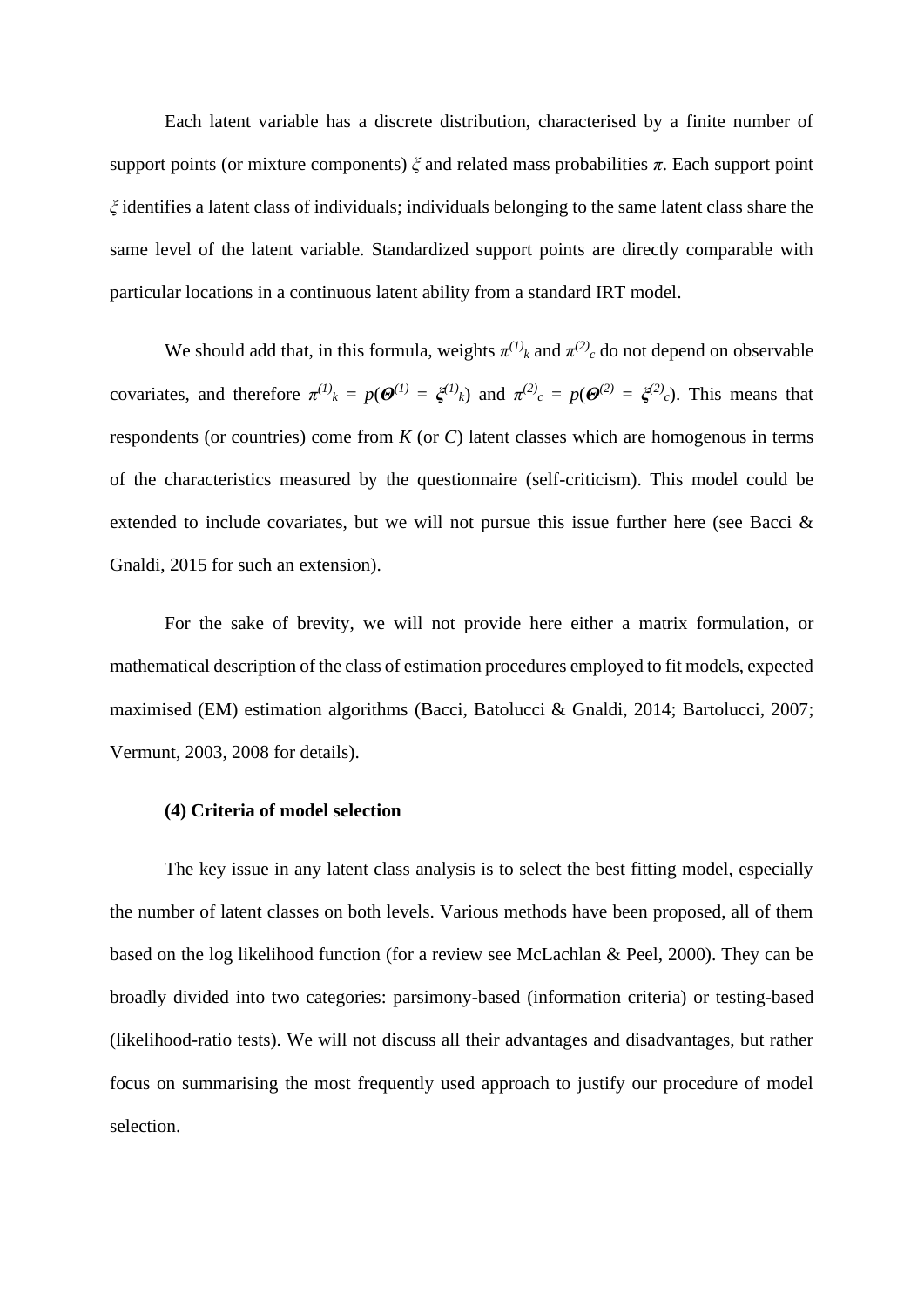Each latent variable has a discrete distribution, characterised by a finite number of support points (or mixture components) $\xi$ and related mass probabilities $\pi$. Each support point $\xi$ identifies a latent class of individuals; individuals belonging to the same latent class share the same level of the latent variable. Standardized support points are directly comparable with particular locations in a continuous latent ability from a standard IRT model.

We should add that, in this formula, weights $\pi^{(1)}_k$ and $\pi^{(2)}_c$ do not depend on observable covariates, and therefore $\pi^{(1)}_k = p(\boldsymbol{\Theta}^{(1)} = \boldsymbol{\xi}^{(1)}_k)$ and $\pi^{(2)}_c = p(\boldsymbol{\Theta}^{(2)} = \boldsymbol{\xi}^{(2)}_c)$. This means that respondents (or countries) come from $K$ (or $C$) latent classes which are homogenous in terms of the characteristics measured by the questionnaire (self-criticism). This model could be extended to include covariates, but we will not pursue this issue further here (see Bacci & Gnaldi, 2015 for such an extension).

For the sake of brevity, we will not provide here either a matrix formulation, or mathematical description of the class of estimation procedures employed to fit models, expected maximised (EM) estimation algorithms (Bacci, Batolucci & Gnaldi, 2014; Bartolucci, 2007; Vermunt, 2003, 2008 for details).

**(4) Criteria of model selection**

The key issue in any latent class analysis is to select the best fitting model, especially the number of latent classes on both levels. Various methods have been proposed, all of them based on the log likelihood function (for a review see McLachlan & Peel, 2000). They can be broadly divided into two categories: parsimony-based (information criteria) or testing-based (likelihood-ratio tests). We will not discuss all their advantages and disadvantages, but rather focus on summarising the most frequently used approach to justify our procedure of model selection.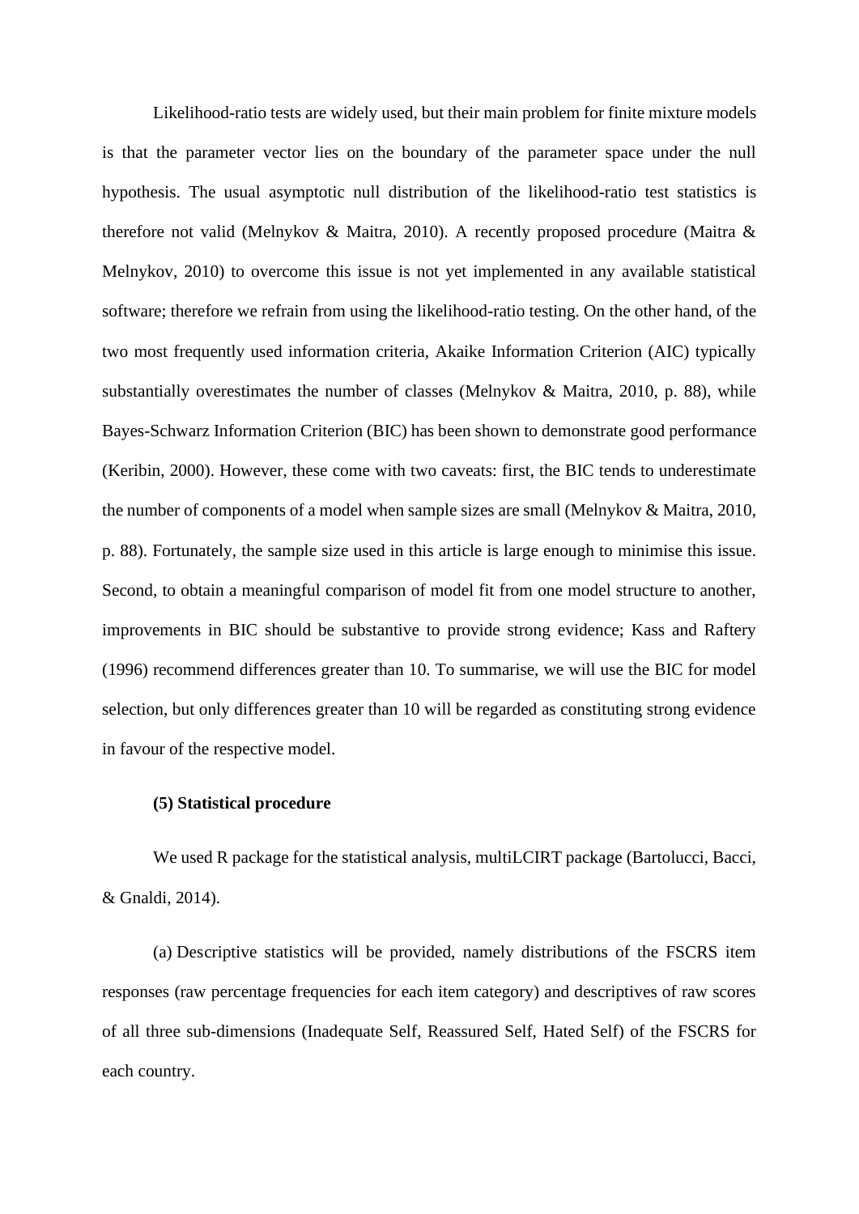Likelihood-ratio tests are widely used, but their main problem for finite mixture models is that the parameter vector lies on the boundary of the parameter space under the null hypothesis. The usual asymptotic null distribution of the likelihood-ratio test statistics is therefore not valid (Melnykov & Maitra, 2010). A recently proposed procedure (Maitra & Melnykov, 2010) to overcome this issue is not yet implemented in any available statistical software; therefore we refrain from using the likelihood-ratio testing. On the other hand, of the two most frequently used information criteria, Akaike Information Criterion (AIC) typically substantially overestimates the number of classes (Melnykov & Maitra, 2010, p. 88), while Bayes-Schwarz Information Criterion (BIC) has been shown to demonstrate good performance (Keribin, 2000). However, these come with two caveats: first, the BIC tends to underestimate the number of components of a model when sample sizes are small (Melnykov & Maitra, 2010, p. 88). Fortunately, the sample size used in this article is large enough to minimise this issue. Second, to obtain a meaningful comparison of model fit from one model structure to another, improvements in BIC should be substantive to provide strong evidence; Kass and Raftery (1996) recommend differences greater than 10. To summarise, we will use the BIC for model selection, but only differences greater than 10 will be regarded as constituting strong evidence in favour of the respective model.

**(5) Statistical procedure**

We used R package for the statistical analysis, multiLCIRT package (Bartolucci, Bacci, & Gnaldi, 2014).

(a) Descriptive statistics will be provided, namely distributions of the FSCRS item responses (raw percentage frequencies for each item category) and descriptives of raw scores of all three sub-dimensions (Inadequate Self, Reassured Self, Hated Self) of the FSCRS for each country.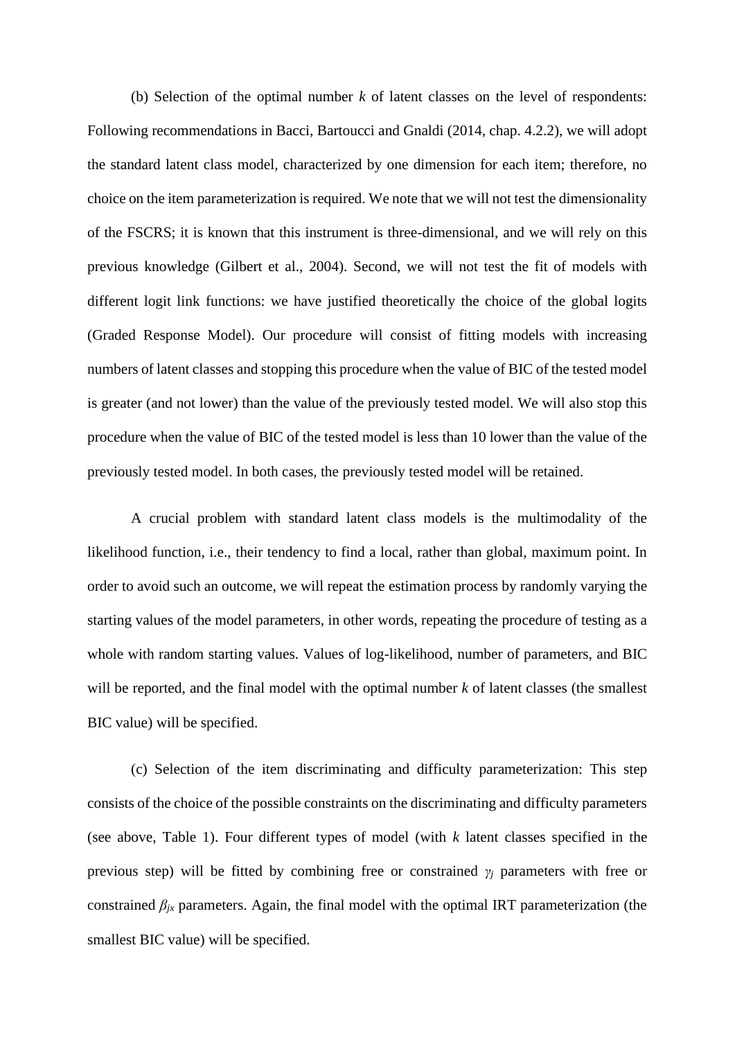(b) Selection of the optimal number $k$ of latent classes on the level of respondents: Following recommendations in Bacci, Bartoucci and Gnaldi (2014, chap. 4.2.2), we will adopt the standard latent class model, characterized by one dimension for each item; therefore, no choice on the item parameterization is required. We note that we will not test the dimensionality of the FSCRS; it is known that this instrument is three-dimensional, and we will rely on this previous knowledge (Gilbert et al., 2004). Second, we will not test the fit of models with different logit link functions: we have justified theoretically the choice of the global logits (Graded Response Model). Our procedure will consist of fitting models with increasing numbers of latent classes and stopping this procedure when the value of BIC of the tested model is greater (and not lower) than the value of the previously tested model. We will also stop this procedure when the value of BIC of the tested model is less than 10 lower than the value of the previously tested model. In both cases, the previously tested model will be retained.

A crucial problem with standard latent class models is the multimodality of the likelihood function, i.e., their tendency to find a local, rather than global, maximum point. In order to avoid such an outcome, we will repeat the estimation process by randomly varying the starting values of the model parameters, in other words, repeating the procedure of testing as a whole with random starting values. Values of log-likelihood, number of parameters, and BIC will be reported, and the final model with the optimal number $k$ of latent classes (the smallest BIC value) will be specified.

(c) Selection of the item discriminating and difficulty parameterization: This step consists of the choice of the possible constraints on the discriminating and difficulty parameters (see above, Table 1). Four different types of model (with $k$ latent classes specified in the previous step) will be fitted by combining free or constrained $\gamma_j$ parameters with free or constrained $\beta_{jx}$ parameters. Again, the final model with the optimal IRT parameterization (the smallest BIC value) will be specified.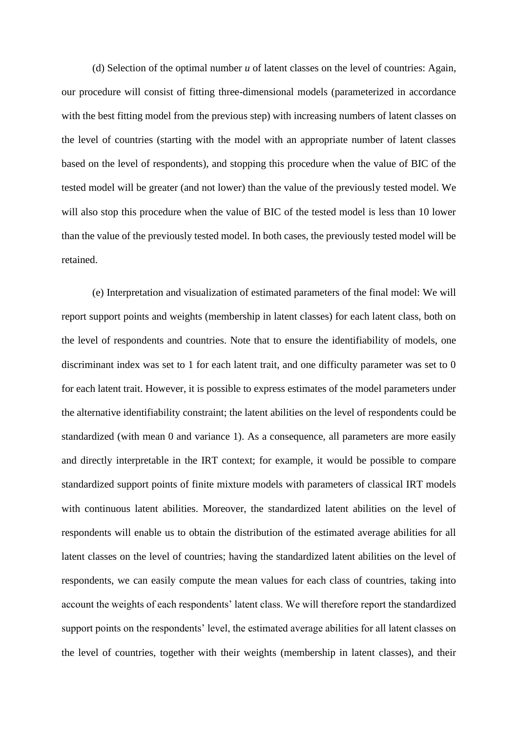(d) Selection of the optimal number $u$ of latent classes on the level of countries: Again, our procedure will consist of fitting three-dimensional models (parameterized in accordance with the best fitting model from the previous step) with increasing numbers of latent classes on the level of countries (starting with the model with an appropriate number of latent classes based on the level of respondents), and stopping this procedure when the value of BIC of the tested model will be greater (and not lower) than the value of the previously tested model. We will also stop this procedure when the value of BIC of the tested model is less than 10 lower than the value of the previously tested model. In both cases, the previously tested model will be retained.

(e) Interpretation and visualization of estimated parameters of the final model: We will report support points and weights (membership in latent classes) for each latent class, both on the level of respondents and countries. Note that to ensure the identifiability of models, one discriminant index was set to 1 for each latent trait, and one difficulty parameter was set to 0 for each latent trait. However, it is possible to express estimates of the model parameters under the alternative identifiability constraint; the latent abilities on the level of respondents could be standardized (with mean 0 and variance 1). As a consequence, all parameters are more easily and directly interpretable in the IRT context; for example, it would be possible to compare standardized support points of finite mixture models with parameters of classical IRT models with continuous latent abilities. Moreover, the standardized latent abilities on the level of respondents will enable us to obtain the distribution of the estimated average abilities for all latent classes on the level of countries; having the standardized latent abilities on the level of respondents, we can easily compute the mean values for each class of countries, taking into account the weights of each respondents' latent class. We will therefore report the standardized support points on the respondents' level, the estimated average abilities for all latent classes on the level of countries, together with their weights (membership in latent classes), and their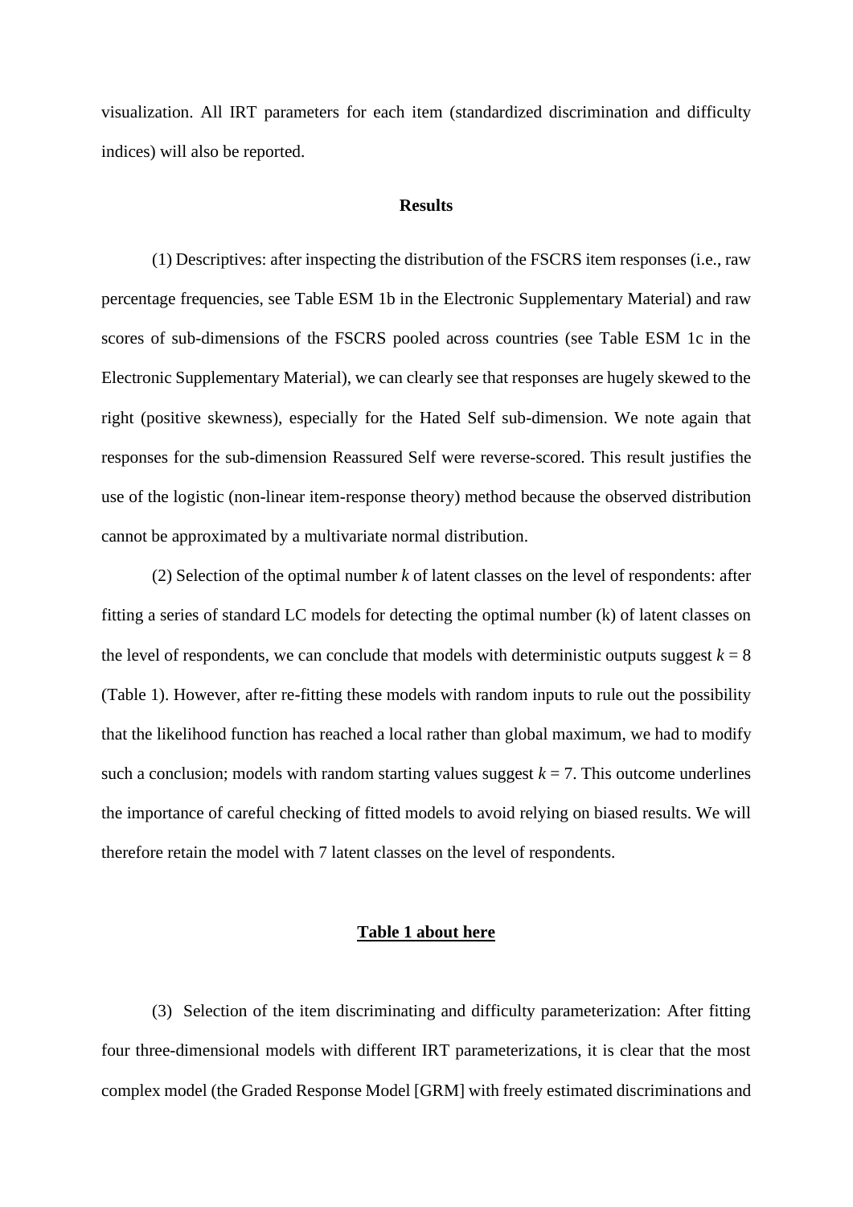visualization. All IRT parameters for each item (standardized discrimination and difficulty indices) will also be reported.

## Results

(1) Descriptives: after inspecting the distribution of the FSCRS item responses (i.e., raw percentage frequencies, see Table ESM 1b in the Electronic Supplementary Material) and raw scores of sub-dimensions of the FSCRS pooled across countries (see Table ESM 1c in the Electronic Supplementary Material), we can clearly see that responses are hugely skewed to the right (positive skewness), especially for the Hated Self sub-dimension. We note again that responses for the sub-dimension Reassured Self were reverse-scored. This result justifies the use of the logistic (non-linear item-response theory) method because the observed distribution cannot be approximated by a multivariate normal distribution.

(2) Selection of the optimal number $k$ of latent classes on the level of respondents: after fitting a series of standard LC models for detecting the optimal number (k) of latent classes on the level of respondents, we can conclude that models with deterministic outputs suggest $k = 8$ (Table 1). However, after re-fitting these models with random inputs to rule out the possibility that the likelihood function has reached a local rather than global maximum, we had to modify such a conclusion; models with random starting values suggest $k = 7$. This outcome underlines the importance of careful checking of fitted models to avoid relying on biased results. We will therefore retain the model with 7 latent classes on the level of respondents.

**Table 1 about here**

(3) Selection of the item discriminating and difficulty parameterization: After fitting four three-dimensional models with different IRT parameterizations, it is clear that the most complex model (the Graded Response Model [GRM] with freely estimated discriminations and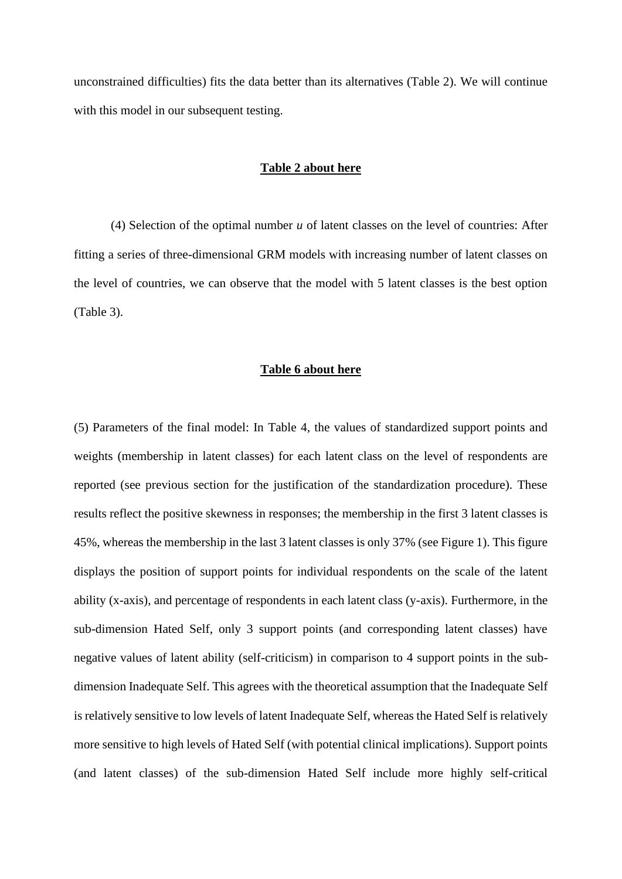unconstrained difficulties) fits the data better than its alternatives (Table 2). We will continue with this model in our subsequent testing.

**<u>Table 2 about here</u>**

(4) Selection of the optimal number *u* of latent classes on the level of countries: After fitting a series of three-dimensional GRM models with increasing number of latent classes on the level of countries, we can observe that the model with 5 latent classes is the best option (Table 3).

**<u>Table 6 about here</u>**

(5) Parameters of the final model: In Table 4, the values of standardized support points and weights (membership in latent classes) for each latent class on the level of respondents are reported (see previous section for the justification of the standardization procedure). These results reflect the positive skewness in responses; the membership in the first 3 latent classes is 45%, whereas the membership in the last 3 latent classes is only 37% (see Figure 1). This figure displays the position of support points for individual respondents on the scale of the latent ability (x-axis), and percentage of respondents in each latent class (y-axis). Furthermore, in the sub-dimension Hated Self, only 3 support points (and corresponding latent classes) have negative values of latent ability (self-criticism) in comparison to 4 support points in the sub-dimension Inadequate Self. This agrees with the theoretical assumption that the Inadequate Self is relatively sensitive to low levels of latent Inadequate Self, whereas the Hated Self is relatively more sensitive to high levels of Hated Self (with potential clinical implications). Support points (and latent classes) of the sub-dimension Hated Self include more highly self-critical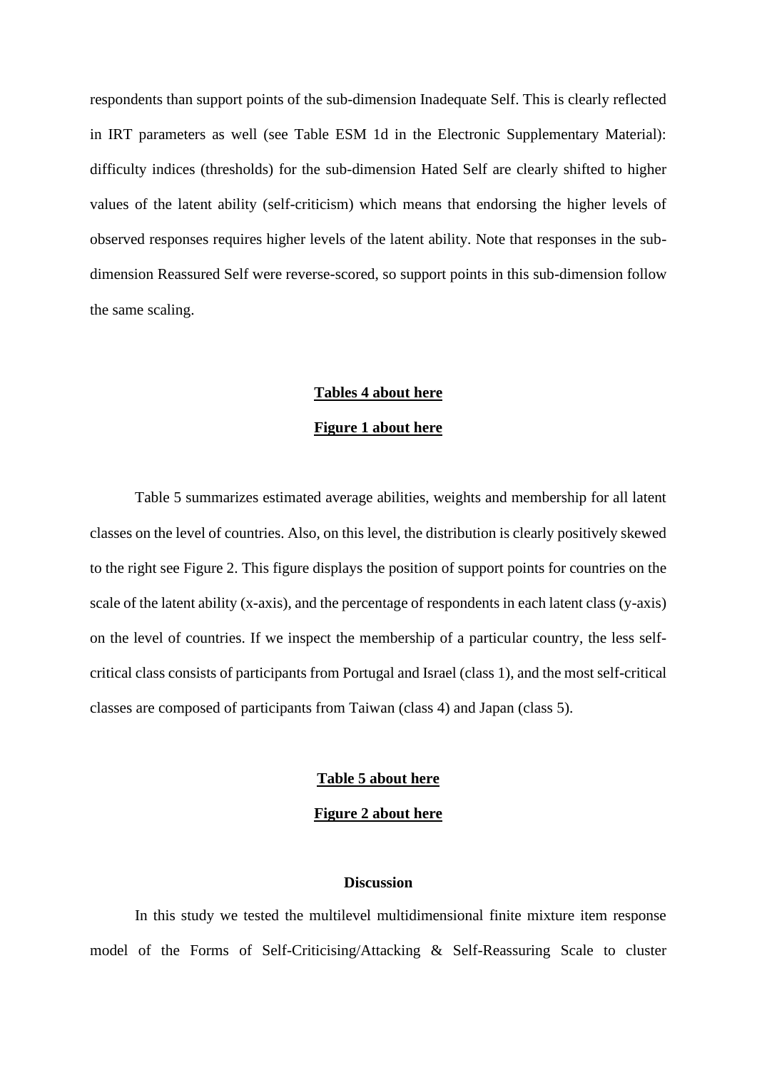respondents than support points of the sub-dimension Inadequate Self. This is clearly reflected in IRT parameters as well (see Table ESM 1d in the Electronic Supplementary Material): difficulty indices (thresholds) for the sub-dimension Hated Self are clearly shifted to higher values of the latent ability (self-criticism) which means that endorsing the higher levels of observed responses requires higher levels of the latent ability. Note that responses in the sub-dimension Reassured Self were reverse-scored, so support points in this sub-dimension follow the same scaling.

**Tables 4 about here**

**Figure 1 about here**

Table 5 summarizes estimated average abilities, weights and membership for all latent classes on the level of countries. Also, on this level, the distribution is clearly positively skewed to the right see Figure 2. This figure displays the position of support points for countries on the scale of the latent ability (x-axis), and the percentage of respondents in each latent class (y-axis) on the level of countries. If we inspect the membership of a particular country, the less self-critical class consists of participants from Portugal and Israel (class 1), and the most self-critical classes are composed of participants from Taiwan (class 4) and Japan (class 5).

**Table 5 about here**

**Figure 2 about here**

## Discussion

In this study we tested the multilevel multidimensional finite mixture item response model of the Forms of Self-Criticising/Attacking & Self-Reassuring Scale to cluster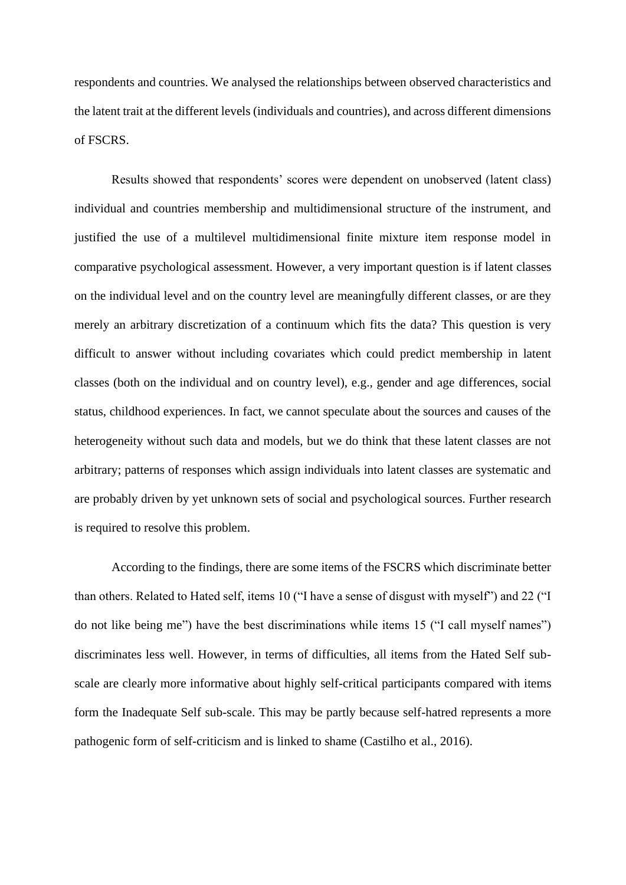respondents and countries. We analysed the relationships between observed characteristics and the latent trait at the different levels (individuals and countries), and across different dimensions of FSCRS.

Results showed that respondents' scores were dependent on unobserved (latent class) individual and countries membership and multidimensional structure of the instrument, and justified the use of a multilevel multidimensional finite mixture item response model in comparative psychological assessment. However, a very important question is if latent classes on the individual level and on the country level are meaningfully different classes, or are they merely an arbitrary discretization of a continuum which fits the data? This question is very difficult to answer without including covariates which could predict membership in latent classes (both on the individual and on country level), e.g., gender and age differences, social status, childhood experiences. In fact, we cannot speculate about the sources and causes of the heterogeneity without such data and models, but we do think that these latent classes are not arbitrary; patterns of responses which assign individuals into latent classes are systematic and are probably driven by yet unknown sets of social and psychological sources. Further research is required to resolve this problem.

According to the findings, there are some items of the FSCRS which discriminate better than others. Related to Hated self, items 10 ("I have a sense of disgust with myself") and 22 ("I do not like being me") have the best discriminations while items 15 ("I call myself names") discriminates less well. However, in terms of difficulties, all items from the Hated Self sub-scale are clearly more informative about highly self-critical participants compared with items form the Inadequate Self sub-scale. This may be partly because self-hatred represents a more pathogenic form of self-criticism and is linked to shame (Castilho et al., 2016).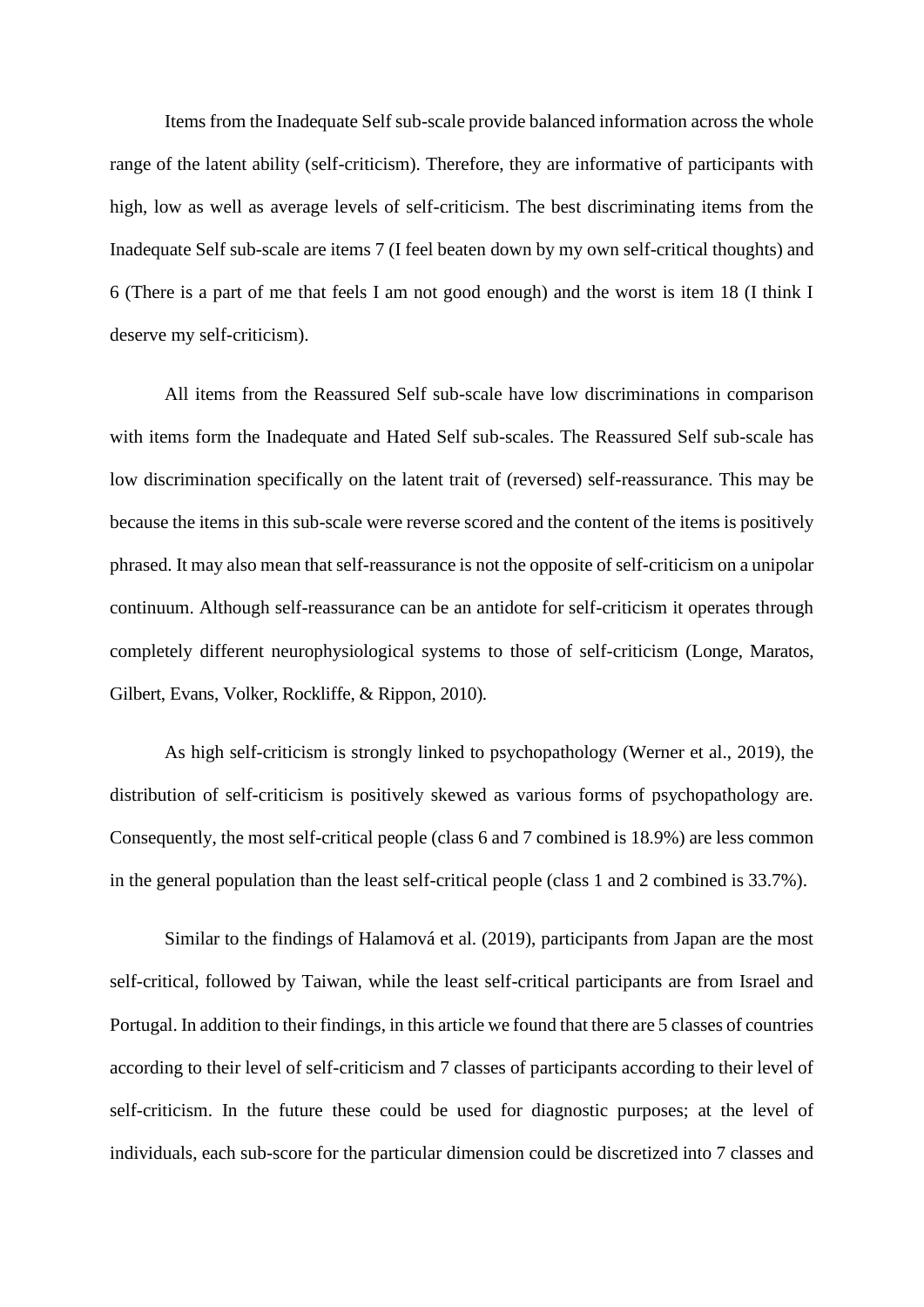Items from the Inadequate Self sub-scale provide balanced information across the whole range of the latent ability (self-criticism). Therefore, they are informative of participants with high, low as well as average levels of self-criticism. The best discriminating items from the Inadequate Self sub-scale are items 7 (I feel beaten down by my own self-critical thoughts) and 6 (There is a part of me that feels I am not good enough) and the worst is item 18 (I think I deserve my self-criticism).

All items from the Reassured Self sub-scale have low discriminations in comparison with items form the Inadequate and Hated Self sub-scales. The Reassured Self sub-scale has low discrimination specifically on the latent trait of (reversed) self-reassurance. This may be because the items in this sub-scale were reverse scored and the content of the items is positively phrased. It may also mean that self-reassurance is not the opposite of self-criticism on a unipolar continuum. Although self-reassurance can be an antidote for self-criticism it operates through completely different neurophysiological systems to those of self-criticism (Longe, Maratos, Gilbert, Evans, Volker, Rockliffe, & Rippon, 2010).

As high self-criticism is strongly linked to psychopathology (Werner et al., 2019), the distribution of self-criticism is positively skewed as various forms of psychopathology are. Consequently, the most self-critical people (class 6 and 7 combined is 18.9%) are less common in the general population than the least self-critical people (class 1 and 2 combined is 33.7%).

Similar to the findings of Halamová et al. (2019), participants from Japan are the most self-critical, followed by Taiwan, while the least self-critical participants are from Israel and Portugal. In addition to their findings, in this article we found that there are 5 classes of countries according to their level of self-criticism and 7 classes of participants according to their level of self-criticism. In the future these could be used for diagnostic purposes; at the level of individuals, each sub-score for the particular dimension could be discretized into 7 classes and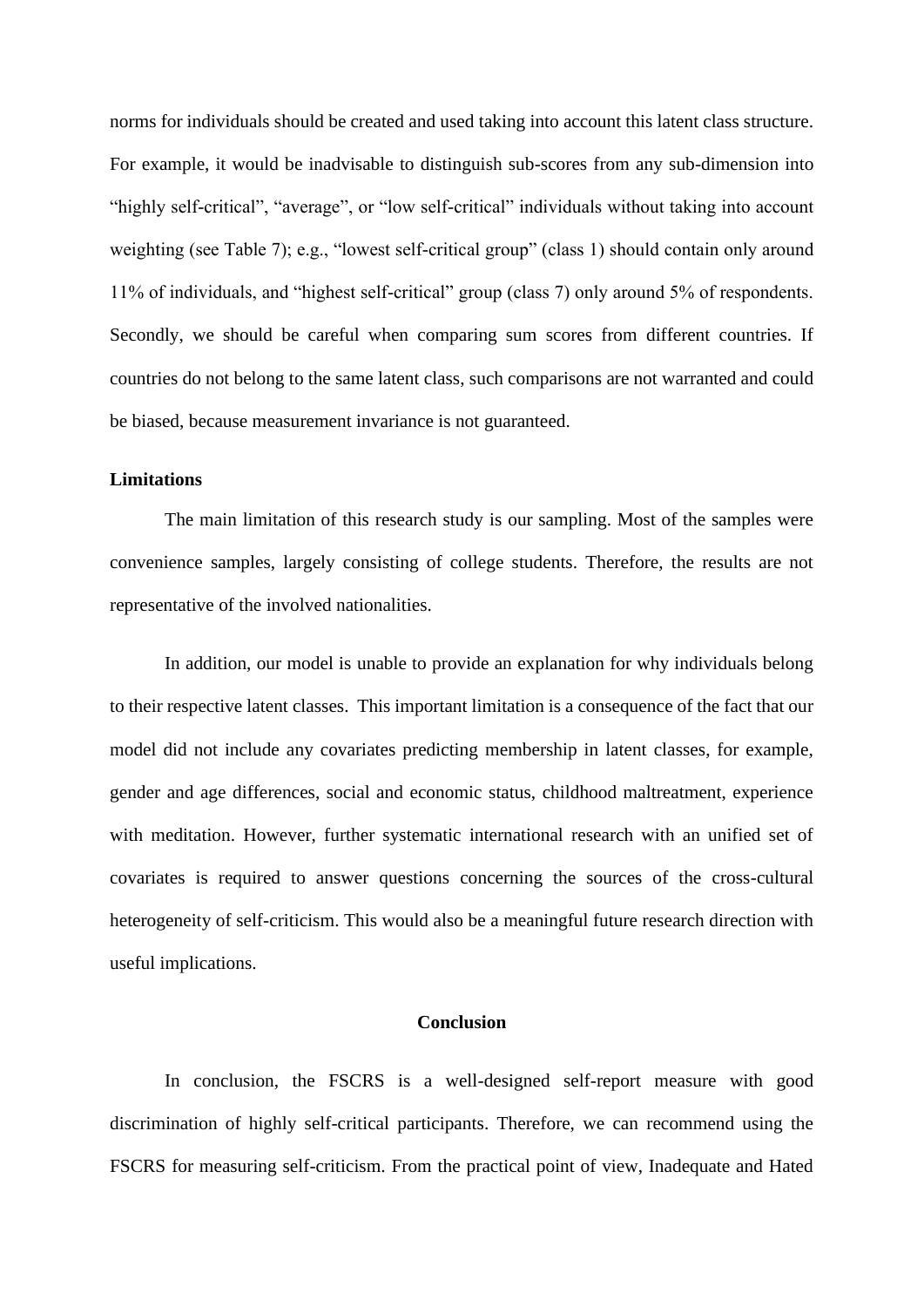norms for individuals should be created and used taking into account this latent class structure. For example, it would be inadvisable to distinguish sub-scores from any sub-dimension into “highly self-critical”, “average”, or “low self-critical” individuals without taking into account weighting (see Table 7); e.g., “lowest self-critical group” (class 1) should contain only around 11% of individuals, and “highest self-critical” group (class 7) only around 5% of respondents. Secondly, we should be careful when comparing sum scores from different countries. If countries do not belong to the same latent class, such comparisons are not warranted and could be biased, because measurement invariance is not guaranteed.

### Limitations

The main limitation of this research study is our sampling. Most of the samples were convenience samples, largely consisting of college students. Therefore, the results are not representative of the involved nationalities.

In addition, our model is unable to provide an explanation for why individuals belong to their respective latent classes. This important limitation is a consequence of the fact that our model did not include any covariates predicting membership in latent classes, for example, gender and age differences, social and economic status, childhood maltreatment, experience with meditation. However, further systematic international research with an unified set of covariates is required to answer questions concerning the sources of the cross-cultural heterogeneity of self-criticism. This would also be a meaningful future research direction with useful implications.

## Conclusion

In conclusion, the FSCRS is a well-designed self-report measure with good discrimination of highly self-critical participants. Therefore, we can recommend using the FSCRS for measuring self-criticism. From the practical point of view, Inadequate and Hated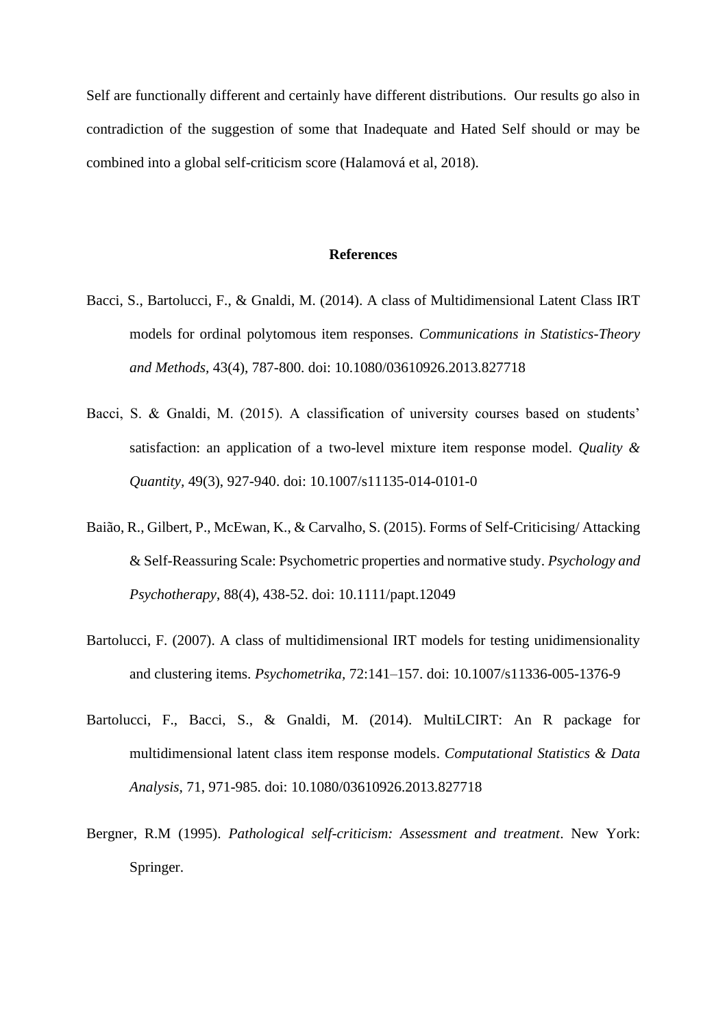Self are functionally different and certainly have different distributions. Our results go also in contradiction of the suggestion of some that Inadequate and Hated Self should or may be combined into a global self-criticism score (Halamová et al, 2018).

## References

Bacci, S., Bartolucci, F., & Gnaldi, M. (2014). A class of Multidimensional Latent Class IRT models for ordinal polytomous item responses. *Communications in Statistics-Theory and Methods,* 43(4), 787-800. doi: 10.1080/03610926.2013.827718

Bacci, S. & Gnaldi, M. (2015). A classification of university courses based on students' satisfaction: an application of a two-level mixture item response model. *Quality & Quantity,* 49(3), 927-940. doi: 10.1007/s11135-014-0101-0

Baião, R., Gilbert, P., McEwan, K., & Carvalho, S. (2015). Forms of Self-Criticising/ Attacking & Self-Reassuring Scale: Psychometric properties and normative study. *Psychology and Psychotherapy*, 88(4), 438-52. doi: 10.1111/papt.12049

Bartolucci, F. (2007). A class of multidimensional IRT models for testing unidimensionality and clustering items. *Psychometrika,* 72:141–157. doi: 10.1007/s11336-005-1376-9

Bartolucci, F., Bacci, S., & Gnaldi, M. (2014). MultiLCIRT: An R package for multidimensional latent class item response models. *Computational Statistics & Data Analysis,* 71, 971-985. doi: 10.1080/03610926.2013.827718

Bergner, R.M (1995). *Pathological self-criticism: Assessment and treatment*. New York: Springer.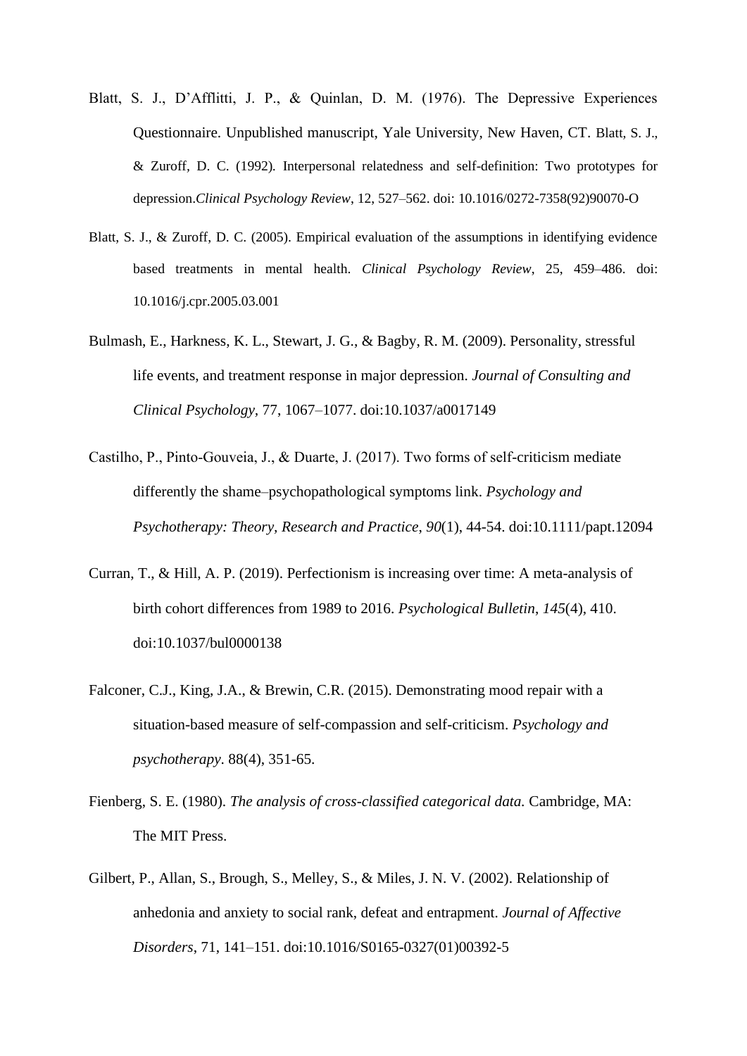Blatt, S. J., D'Afflitti, J. P., & Quinlan, D. M. (1976). The Depressive Experiences Questionnaire. Unpublished manuscript, Yale University, New Haven, CT. Blatt, S. J., & Zuroff, D. C. (1992). Interpersonal relatedness and self-definition: Two prototypes for depression.*Clinical Psychology Review*, 12, 527–562. doi: 10.1016/0272-7358(92)90070-O

Blatt, S. J., & Zuroff, D. C. (2005). Empirical evaluation of the assumptions in identifying evidence based treatments in mental health. *Clinical Psychology Review*, 25, 459–486. doi: 10.1016/j.cpr.2005.03.001

Bulmash, E., Harkness, K. L., Stewart, J. G., & Bagby, R. M. (2009). Personality, stressful life events, and treatment response in major depression. *Journal of Consulting and Clinical Psychology*, 77, 1067–1077. doi:10.1037/a0017149

Castilho, P., Pinto-Gouveia, J., & Duarte, J. (2017). Two forms of self-criticism mediate differently the shame–psychopathological symptoms link. *Psychology and Psychotherapy: Theory, Research and Practice*, *90*(1), 44-54. doi:10.1111/papt.12094

Curran, T., & Hill, A. P. (2019). Perfectionism is increasing over time: A meta-analysis of birth cohort differences from 1989 to 2016. *Psychological Bulletin*, *145*(4), 410. doi:10.1037/bul0000138

Falconer, C.J., King, J.A., & Brewin, C.R. (2015). Demonstrating mood repair with a situation-based measure of self-compassion and self-criticism. *Psychology and psychotherapy*. 88(4), 351-65.

Fienberg, S. E. (1980). *The analysis of cross-classified categorical data.* Cambridge, MA: The MIT Press.

Gilbert, P., Allan, S., Brough, S., Melley, S., & Miles, J. N. V. (2002). Relationship of anhedonia and anxiety to social rank, defeat and entrapment. *Journal of Affective Disorders*, 71, 141–151. doi:10.1016/S0165-0327(01)00392-5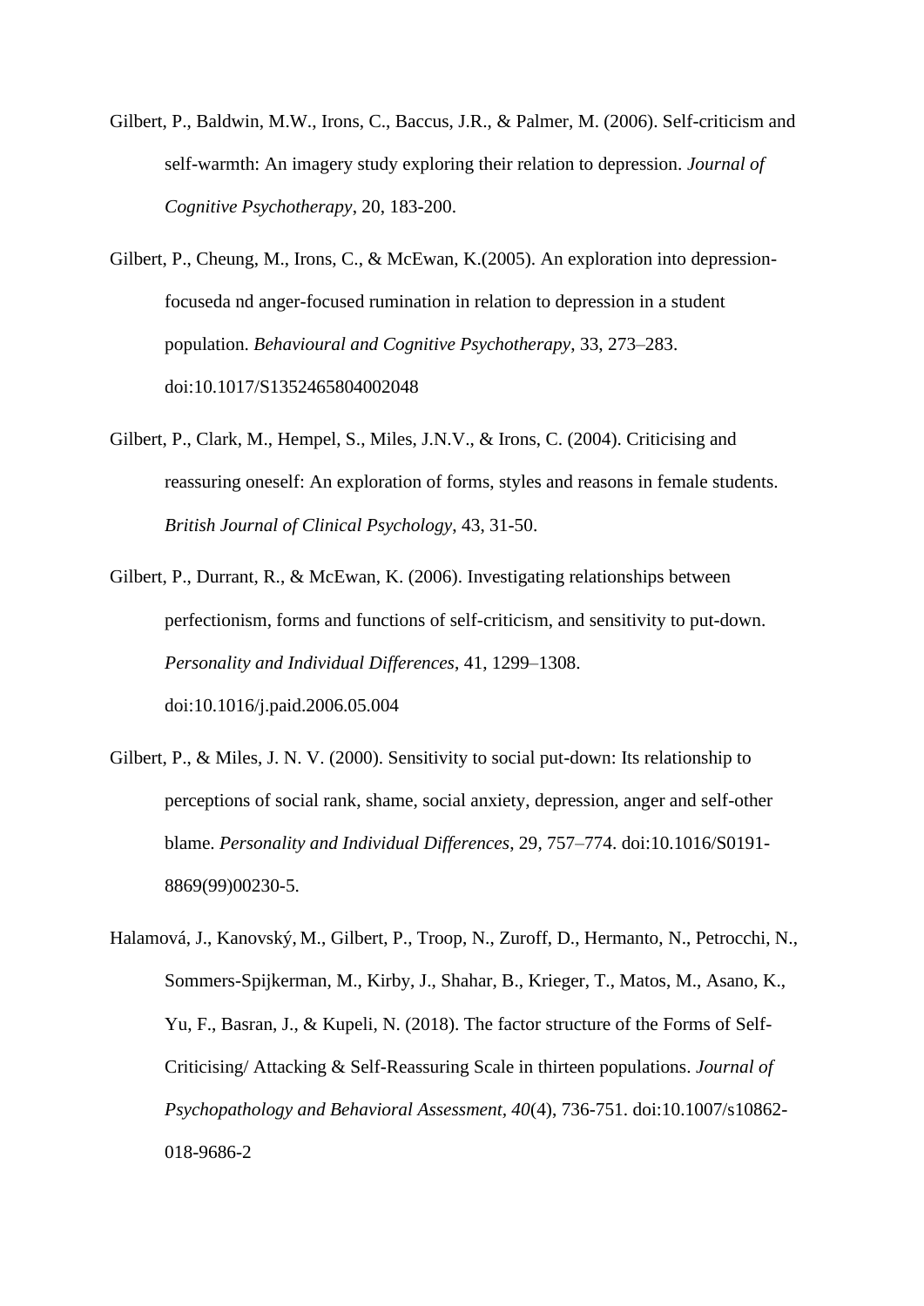Gilbert, P., Baldwin, M.W., Irons, C., Baccus, J.R., & Palmer, M. (2006). Self-criticism and self-warmth: An imagery study exploring their relation to depression. *Journal of Cognitive Psychotherapy*, 20, 183-200.

Gilbert, P., Cheung, M., Irons, C., & McEwan, K.(2005). An exploration into depression-focuseda nd anger-focused rumination in relation to depression in a student population. *Behavioural and Cognitive Psychotherapy*, 33, 273–283. doi:10.1017/S1352465804002048

Gilbert, P., Clark, M., Hempel, S., Miles, J.N.V., & Irons, C. (2004). Criticising and reassuring oneself: An exploration of forms, styles and reasons in female students. *British Journal of Clinical Psychology*, 43, 31-50.

Gilbert, P., Durrant, R., & McEwan, K. (2006). Investigating relationships between perfectionism, forms and functions of self-criticism, and sensitivity to put-down. *Personality and Individual Differences*, 41, 1299–1308. doi:10.1016/j.paid.2006.05.004

Gilbert, P., & Miles, J. N. V. (2000). Sensitivity to social put-down: Its relationship to perceptions of social rank, shame, social anxiety, depression, anger and self-other blame. *Personality and Individual Differences*, 29, 757–774. doi:10.1016/S0191-8869(99)00230-5.

Halamová, J., Kanovský, M., Gilbert, P., Troop, N., Zuroff, D., Hermanto, N., Petrocchi, N., Sommers-Spijkerman, M., Kirby, J., Shahar, B., Krieger, T., Matos, M., Asano, K., Yu, F., Basran, J., & Kupeli, N. (2018). The factor structure of the Forms of Self-Criticising/ Attacking & Self-Reassuring Scale in thirteen populations. *Journal of Psychopathology and Behavioral Assessment, 40*(4), 736-751. doi:10.1007/s10862-018-9686-2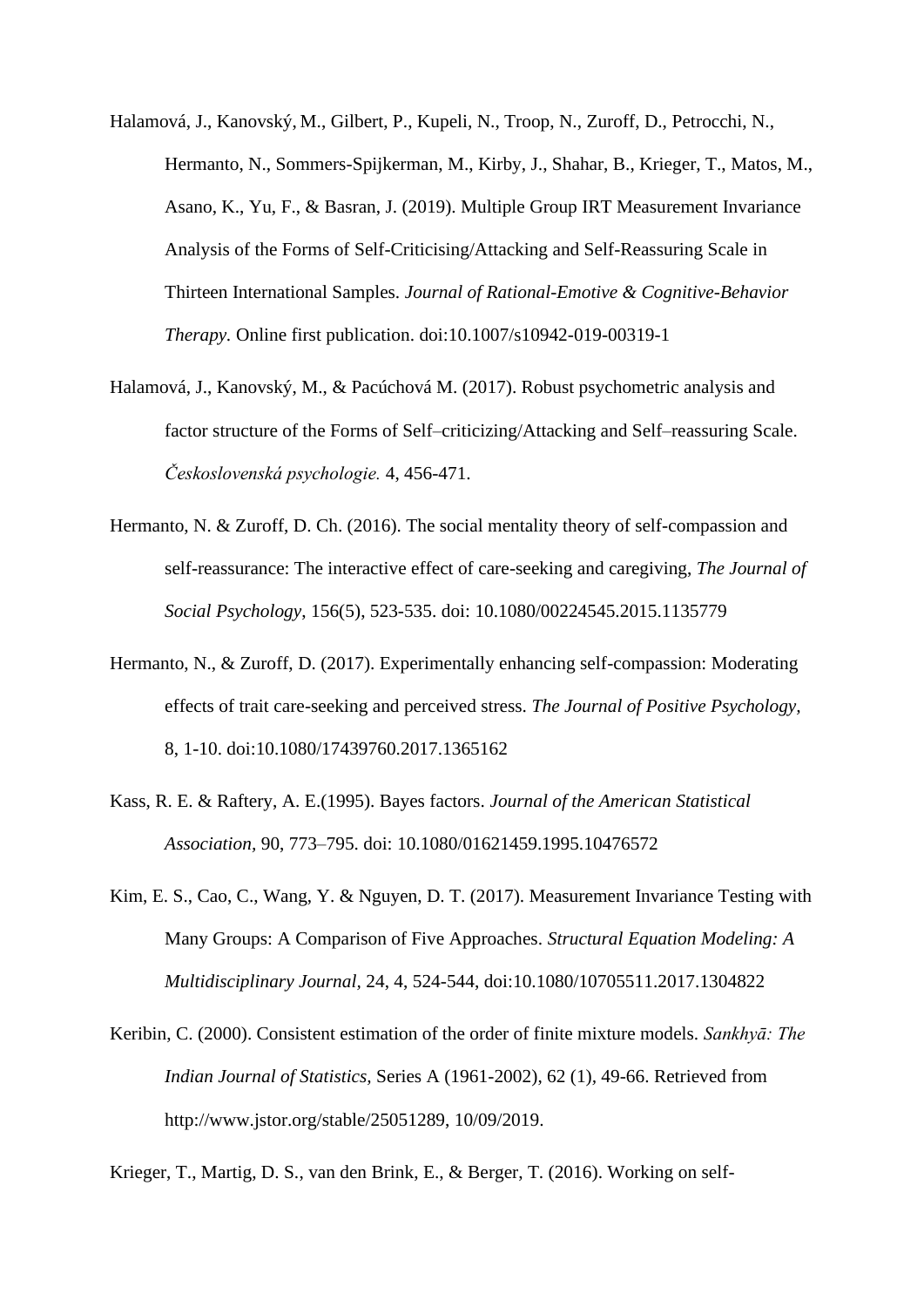Halamová, J., Kanovský, M., Gilbert, P., Kupeli, N., Troop, N., Zuroff, D., Petrocchi, N., Hermanto, N., Sommers-Spijkerman, M., Kirby, J., Shahar, B., Krieger, T., Matos, M., Asano, K., Yu, F., & Basran, J. (2019). Multiple Group IRT Measurement Invariance Analysis of the Forms of Self-Criticising/Attacking and Self-Reassuring Scale in Thirteen International Samples. *Journal of Rational-Emotive & Cognitive-Behavior Therapy*. Online first publication. doi:10.1007/s10942-019-00319-1

Halamová, J., Kanovský, M., & Pacúchová M. (2017). Robust psychometric analysis and factor structure of the Forms of Self–criticizing/Attacking and Self–reassuring Scale. *Československá psychologie.* 4, 456-471.

Hermanto, N. & Zuroff, D. Ch. (2016). The social mentality theory of self-compassion and self-reassurance: The interactive effect of care-seeking and caregiving, *The Journal of Social Psychology*, 156(5), 523-535. doi: 10.1080/00224545.2015.1135779

Hermanto, N., & Zuroff, D. (2017). Experimentally enhancing self-compassion: Moderating effects of trait care-seeking and perceived stress. *The Journal of Positive Psychology,* 8, 1-10. doi:10.1080/17439760.2017.1365162

Kass, R. E. & Raftery, A. E.(1995). Bayes factors. *Journal of the American Statistical Association,* 90, 773–795. doi: 10.1080/01621459.1995.10476572

Kim, E. S., Cao, C., Wang, Y. & Nguyen, D. T. (2017). Measurement Invariance Testing with Many Groups: A Comparison of Five Approaches. *Structural Equation Modeling: A Multidisciplinary Journal,* 24, 4, 524-544, doi:10.1080/10705511.2017.1304822

Keribin, C. (2000). Consistent estimation of the order of finite mixture models. *Sankhyā: The Indian Journal of Statistics,* Series A (1961-2002), 62 (1), 49-66. Retrieved from http://www.jstor.org/stable/25051289, 10/09/2019.

Krieger, T., Martig, D. S., van den Brink, E., & Berger, T. (2016). Working on self-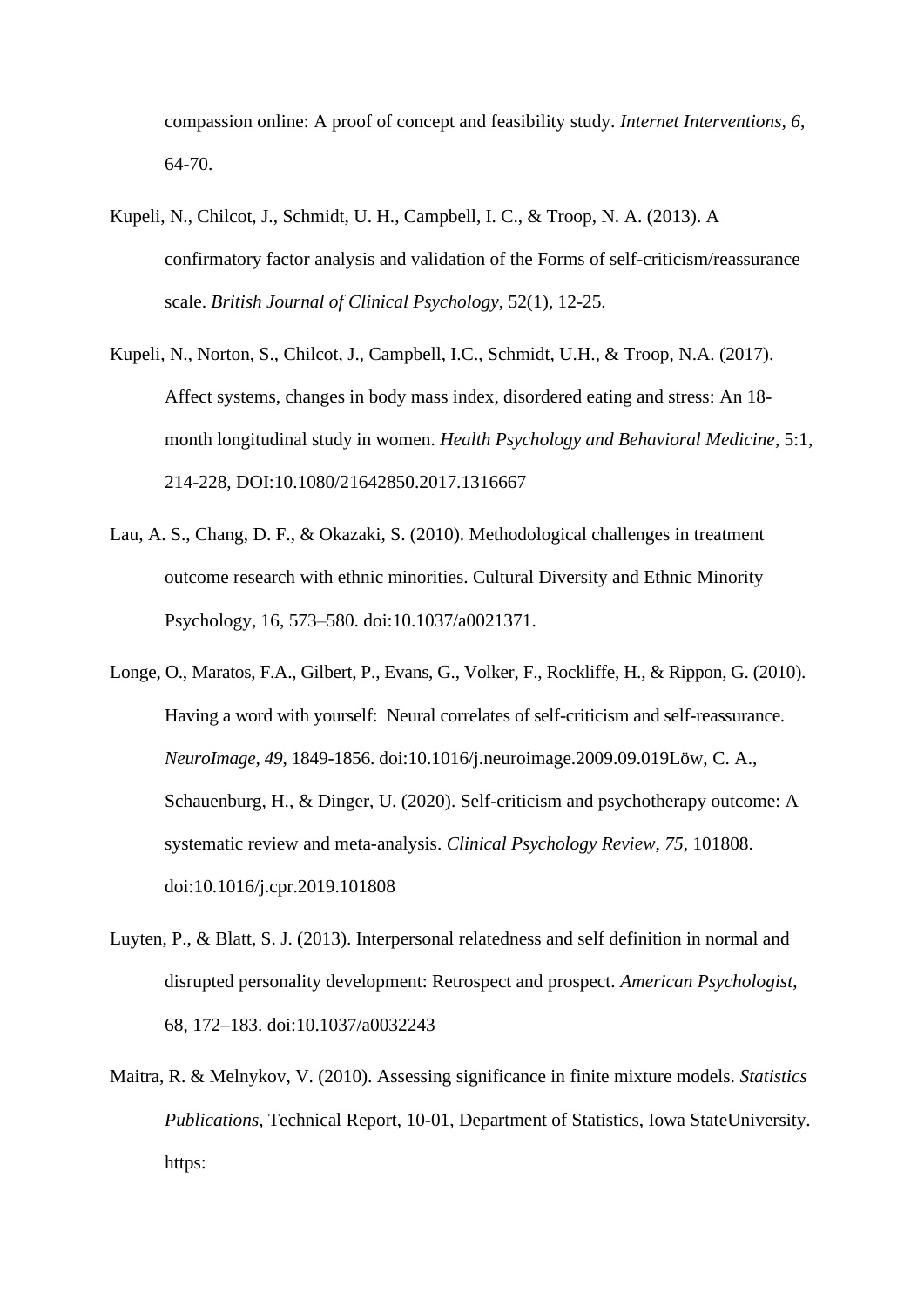compassion online: A proof of concept and feasibility study. *Internet Interventions, 6*, 64-70.

Kupeli, N., Chilcot, J., Schmidt, U. H., Campbell, I. C., & Troop, N. A. (2013). A confirmatory factor analysis and validation of the Forms of self-criticism/reassurance scale. *British Journal of Clinical Psychology*, 52(1), 12-25.

Kupeli, N., Norton, S., Chilcot, J., Campbell, I.C., Schmidt, U.H., & Troop, N.A. (2017). Affect systems, changes in body mass index, disordered eating and stress: An 18-month longitudinal study in women. *Health Psychology and Behavioral Medicine*, 5:1, 214-228, DOI:10.1080/21642850.2017.1316667

Lau, A. S., Chang, D. F., & Okazaki, S. (2010). Methodological challenges in treatment outcome research with ethnic minorities. Cultural Diversity and Ethnic Minority Psychology, 16, 573–580. doi:10.1037/a0021371.

Longe, O., Maratos, F.A., Gilbert, P., Evans, G., Volker, F., Rockliffe, H., & Rippon, G. (2010). Having a word with yourself: Neural correlates of self-criticism and self-reassurance. *NeuroImage*, *49*, 1849-1856. doi:10.1016/j.neuroimage.2009.09.019Löw, C. A., Schauenburg, H., & Dinger, U. (2020). Self-criticism and psychotherapy outcome: A systematic review and meta-analysis. *Clinical Psychology Review*, *75*, 101808. doi:10.1016/j.cpr.2019.101808

Luyten, P., & Blatt, S. J. (2013). Interpersonal relatedness and self definition in normal and disrupted personality development: Retrospect and prospect. *American Psychologist*, 68, 172–183. doi:10.1037/a0032243

Maitra, R. & Melnykov, V. (2010). Assessing significance in finite mixture models. *Statistics Publications,* Technical Report, 10-01, Department of Statistics, Iowa StateUniversity. https: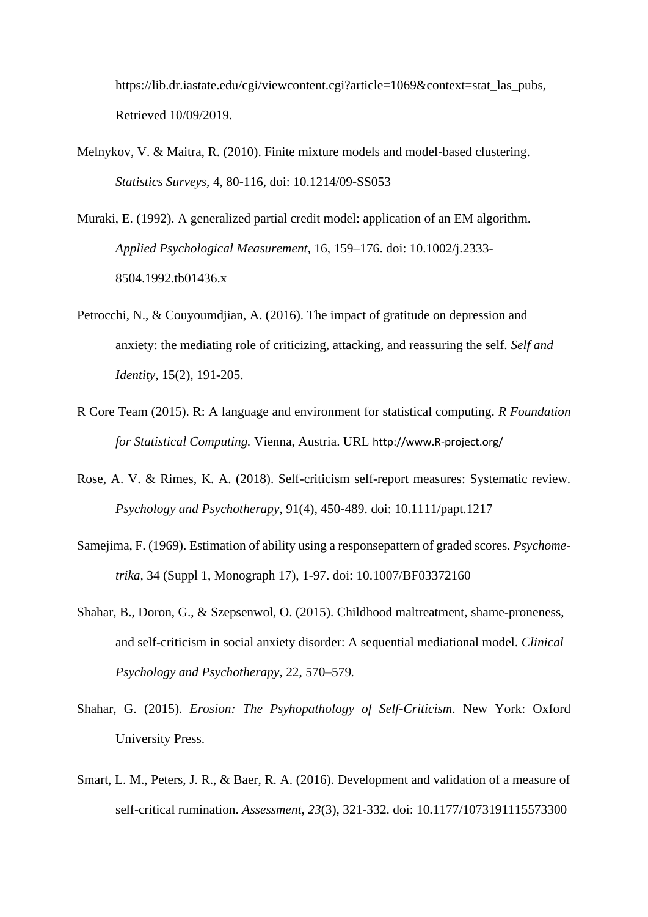https://lib.dr.iastate.edu/cgi/viewcontent.cgi?article=1069&context=stat_las_pubs, Retrieved 10/09/2019.

Melnykov, V. & Maitra, R. (2010). Finite mixture models and model-based clustering. *Statistics Surveys*, 4, 80-116, doi: 10.1214/09-SS053

Muraki, E. (1992). A generalized partial credit model: application of an EM algorithm. *Applied Psychological Measurement*, 16, 159–176. doi: 10.1002/j.2333-8504.1992.tb01436.x

Petrocchi, N., & Couyoumdjian, A. (2016). The impact of gratitude on depression and anxiety: the mediating role of criticizing, attacking, and reassuring the self. *Self and Identity*, 15(2), 191-205.

R Core Team (2015). R: A language and environment for statistical computing. *R Foundation for Statistical Computing.* Vienna, Austria. URL http://www.R-project.org/

Rose, A. V. & Rimes, K. A. (2018). Self-criticism self-report measures: Systematic review. *Psychology and Psychotherapy*, 91(4), 450-489. doi: 10.1111/papt.1217

Samejima, F. (1969). Estimation of ability using a responsepattern of graded scores. *Psychometrika,* 34 (Suppl 1, Monograph 17), 1-97. doi: 10.1007/BF03372160

Shahar, B., Doron, G., & Szepsenwol, O. (2015). Childhood maltreatment, shame-proneness, and self-criticism in social anxiety disorder: A sequential mediational model. *Clinical Psychology and Psychotherapy*, 22, 570–579.

Shahar, G. (2015). *Erosion: The Psyhopathology of Self-Criticism*. New York: Oxford University Press.

Smart, L. M., Peters, J. R., & Baer, R. A. (2016). Development and validation of a measure of self-critical rumination. *Assessment*, *23*(3), 321-332. doi: 10.1177/1073191115573300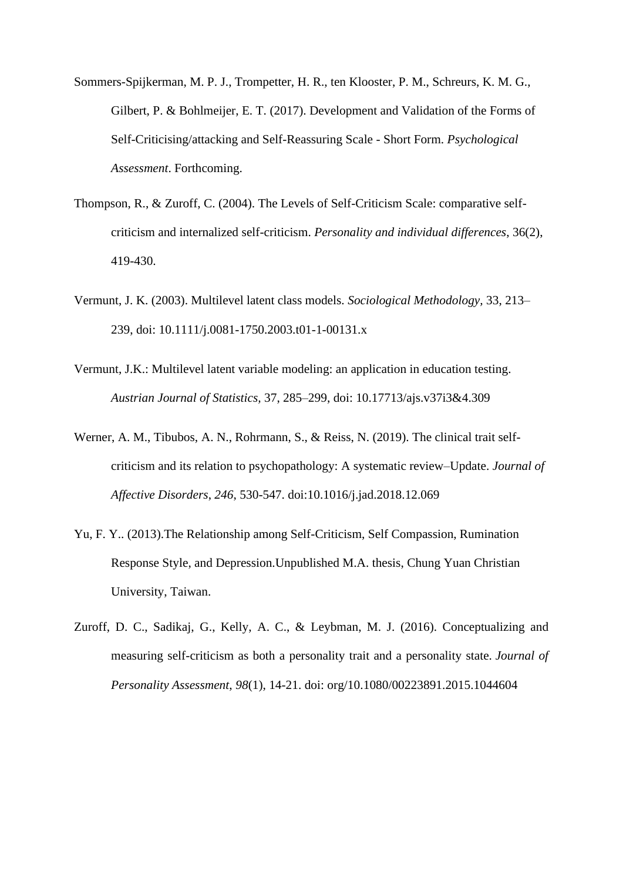Sommers-Spijkerman, M. P. J., Trompetter, H. R., ten Klooster, P. M., Schreurs, K. M. G., Gilbert, P. & Bohlmeijer, E. T. (2017). Development and Validation of the Forms of Self-Criticising/attacking and Self-Reassuring Scale - Short Form. *Psychological Assessment*. Forthcoming.

Thompson, R., & Zuroff, C. (2004). The Levels of Self-Criticism Scale: comparative self-criticism and internalized self-criticism. *Personality and individual differences*, 36(2), 419-430.

Vermunt, J. K. (2003). Multilevel latent class models. *Sociological Methodology,* 33, 213–239, doi: 10.1111/j.0081-1750.2003.t01-1-00131.x

Vermunt, J.K.: Multilevel latent variable modeling: an application in education testing. *Austrian Journal of Statistics,* 37, 285–299, doi: 10.17713/ajs.v37i3&4.309

Werner, A. M., Tibubos, A. N., Rohrmann, S., & Reiss, N. (2019). The clinical trait self-criticism and its relation to psychopathology: A systematic review–Update. *Journal of Affective Disorders*, *246*, 530-547. doi:10.1016/j.jad.2018.12.069

Yu, F. Y.. (2013).The Relationship among Self-Criticism, Self Compassion, Rumination Response Style, and Depression.Unpublished M.A. thesis, Chung Yuan Christian University, Taiwan.

Zuroff, D. C., Sadikaj, G., Kelly, A. C., & Leybman, M. J. (2016). Conceptualizing and measuring self-criticism as both a personality trait and a personality state. *Journal of Personality Assessment, 98*(1), 14-21. doi: org/10.1080/00223891.2015.1044604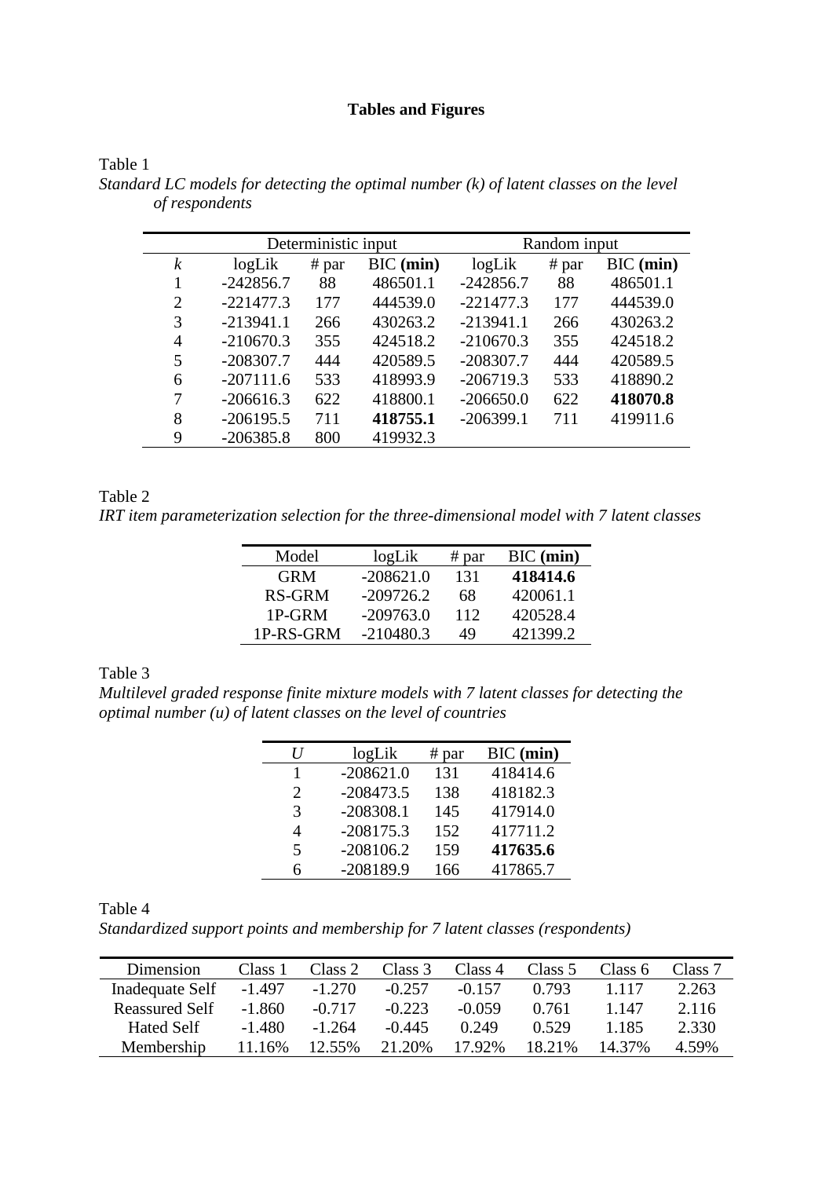# Tables and Figures

Table 1

*Standard LC models for detecting the optimal number (k) of latent classes on the level of respondents*

| | Deterministic input | | | Random input | | |
|---|---|---|---|---|---|---|
| *k* | logLik | # par | BIC **(min)** | logLik | # par | BIC **(min)** |
| 1 | -242856.7 | 88 | 486501.1 | -242856.7 | 88 | 486501.1 |
| 2 | -221477.3 | 177 | 444539.0 | -221477.3 | 177 | 444539.0 |
| 3 | -213941.1 | 266 | 430263.2 | -213941.1 | 266 | 430263.2 |
| 4 | -210670.3 | 355 | 424518.2 | -210670.3 | 355 | 424518.2 |
| 5 | -208307.7 | 444 | 420589.5 | -208307.7 | 444 | 420589.5 |
| 6 | -207111.6 | 533 | 418993.9 | -206719.3 | 533 | 418890.2 |
| 7 | -206616.3 | 622 | 418800.1 | -206650.0 | 622 | **418070.8** |
| 8 | -206195.5 | 711 | **418755.1** | -206399.1 | 711 | 419911.6 |
| 9 | -206385.8 | 800 | 419932.3 | | | |

Table 2

*IRT item parameterization selection for the three-dimensional model with 7 latent classes*

| Model | logLik | # par | BIC **(min)** |
|---|---|---|---|
| GRM | -208621.0 | 131 | **418414.6** |
| RS-GRM | -209726.2 | 68 | 420061.1 |
| 1P-GRM | -209763.0 | 112 | 420528.4 |
| 1P-RS-GRM | -210480.3 | 49 | 421399.2 |

Table 3

*Multilevel graded response finite mixture models with 7 latent classes for detecting the optimal number (u) of latent classes on the level of countries*

| *U* | logLik | # par | BIC **(min)** |
|---|---|---|---|
| 1 | -208621.0 | 131 | 418414.6 |
| 2 | -208473.5 | 138 | 418182.3 |
| 3 | -208308.1 | 145 | 417914.0 |
| 4 | -208175.3 | 152 | 417711.2 |
| 5 | -208106.2 | 159 | **417635.6** |
| 6 | -208189.9 | 166 | 417865.7 |

Table 4

*Standardized support points and membership for 7 latent classes (respondents)*

| Dimension | Class 1 | Class 2 | Class 3 | Class 4 | Class 5 | Class 6 | Class 7 |
|---|---|---|---|---|---|---|---|
| Inadequate Self | -1.497 | -1.270 | -0.257 | -0.157 | 0.793 | 1.117 | 2.263 |
| Reassured Self | -1.860 | -0.717 | -0.223 | -0.059 | 0.761 | 1.147 | 2.116 |
| Hated Self | -1.480 | -1.264 | -0.445 | 0.249 | 0.529 | 1.185 | 2.330 |
| Membership | 11.16% | 12.55% | 21.20% | 17.92% | 18.21% | 14.37% | 4.59% |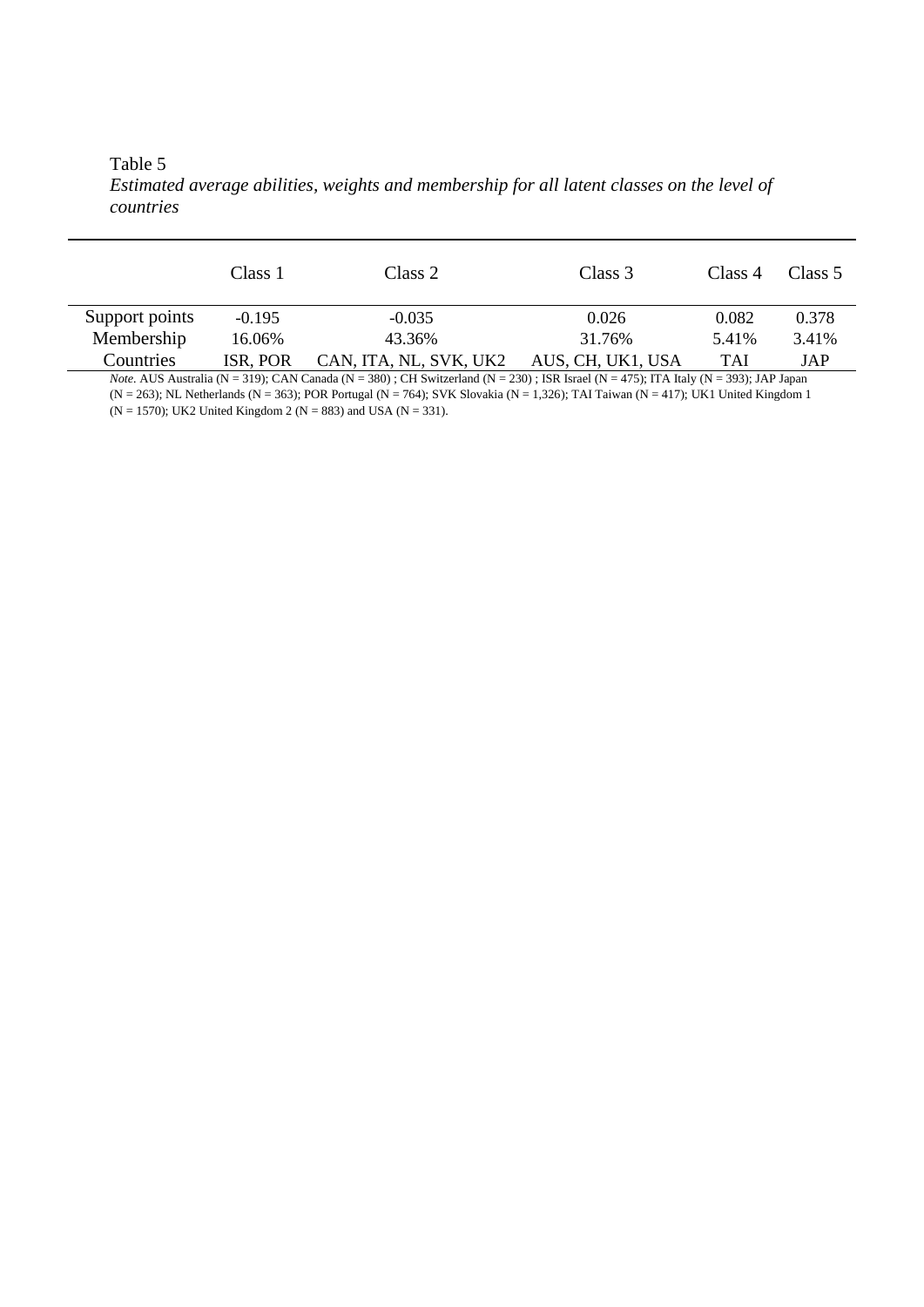Table 5

*Estimated average abilities, weights and membership for all latent classes on the level of countries*

| | Class 1 | Class 2 | Class 3 | Class 4 | Class 5 |
|---|---|---|---|---|---|
| Support points | -0.195 | -0.035 | 0.026 | 0.082 | 0.378 |
| Membership | 16.06% | 43.36% | 31.76% | 5.41% | 3.41% |
| Countries | ISR, POR | CAN, ITA, NL, SVK, UK2 | AUS, CH, UK1, USA | TAI | JAP |

*Note*. AUS Australia (N = 319); CAN Canada (N = 380) ; CH Switzerland (N = 230) ; ISR Israel (N = 475); ITA Italy (N = 393); JAP Japan (N = 263); NL Netherlands (N = 363); POR Portugal (N = 764); SVK Slovakia (N = 1,326); TAI Taiwan (N = 417); UK1 United Kingdom 1 (N = 1570); UK2 United Kingdom 2 (N = 883) and USA (N = 331).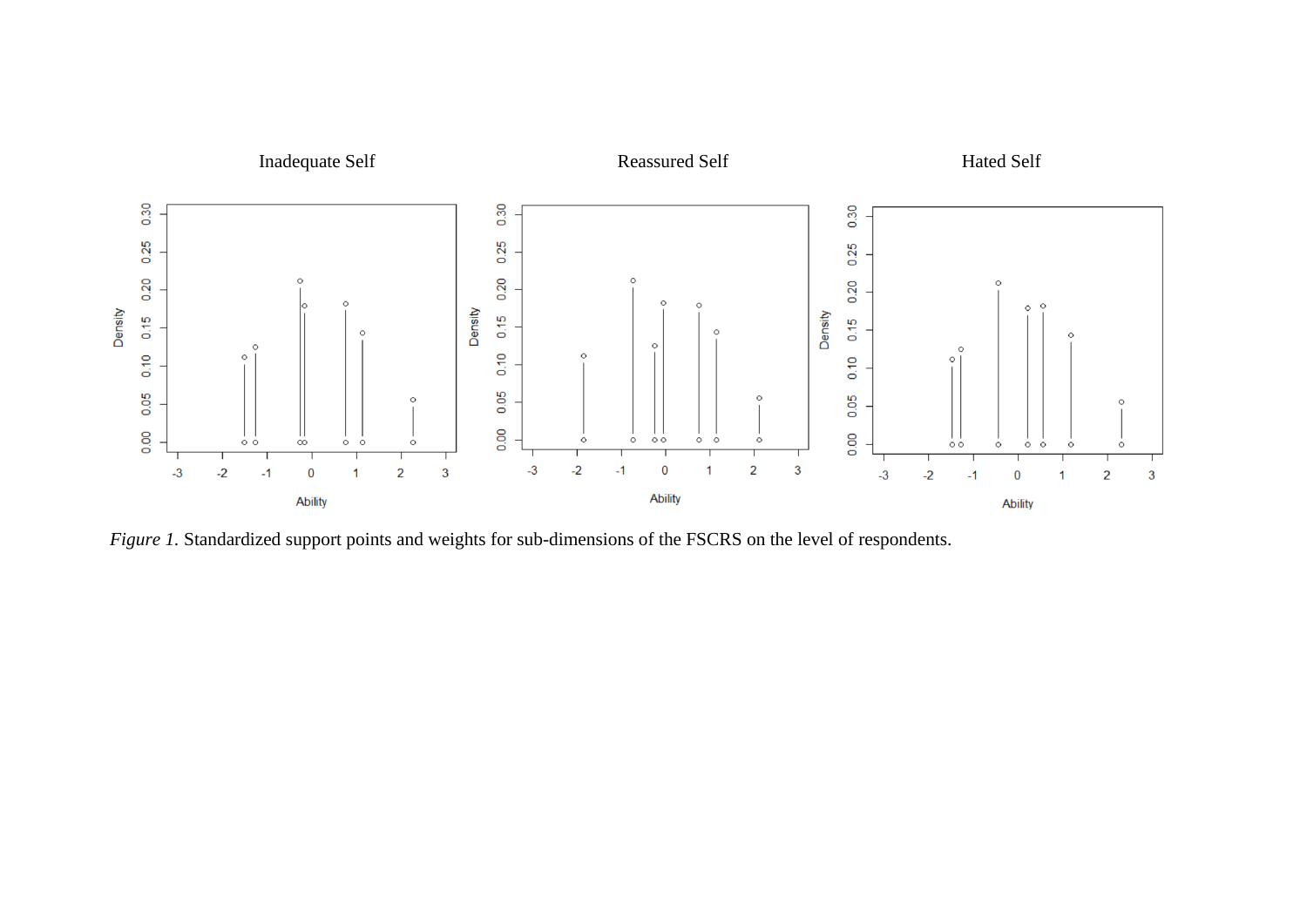*Figure 1.* Standardized support points and weights for sub-dimensions of the FSCRS on the level of respondents.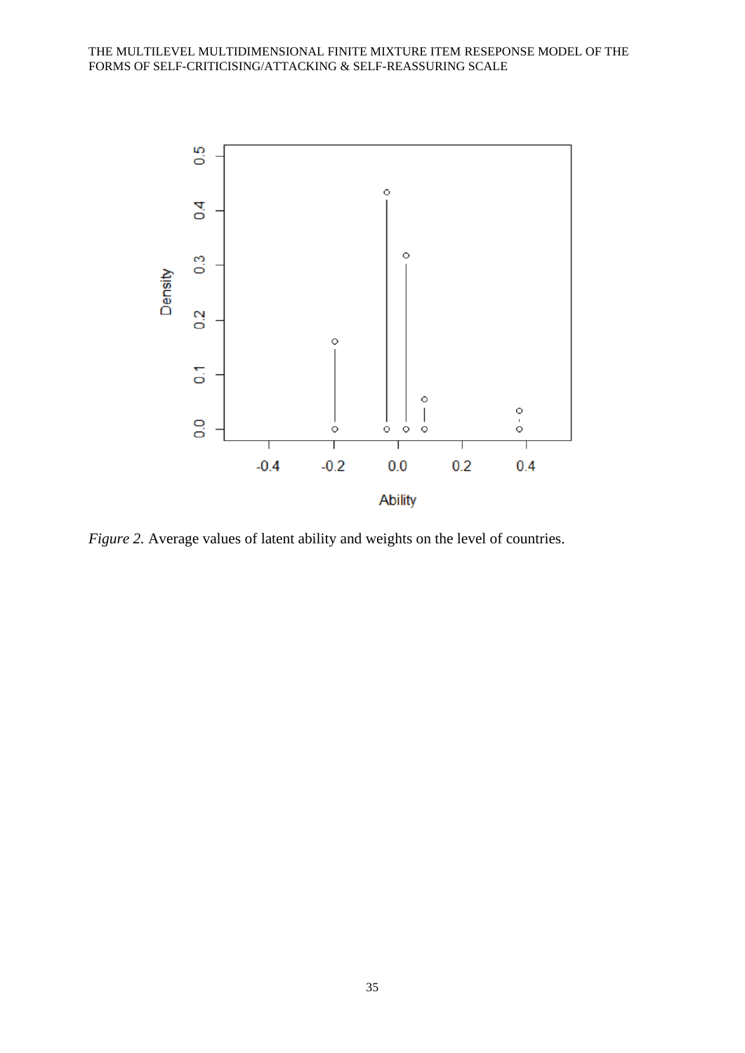*Figure 2.* Average values of latent ability and weights on the level of countries.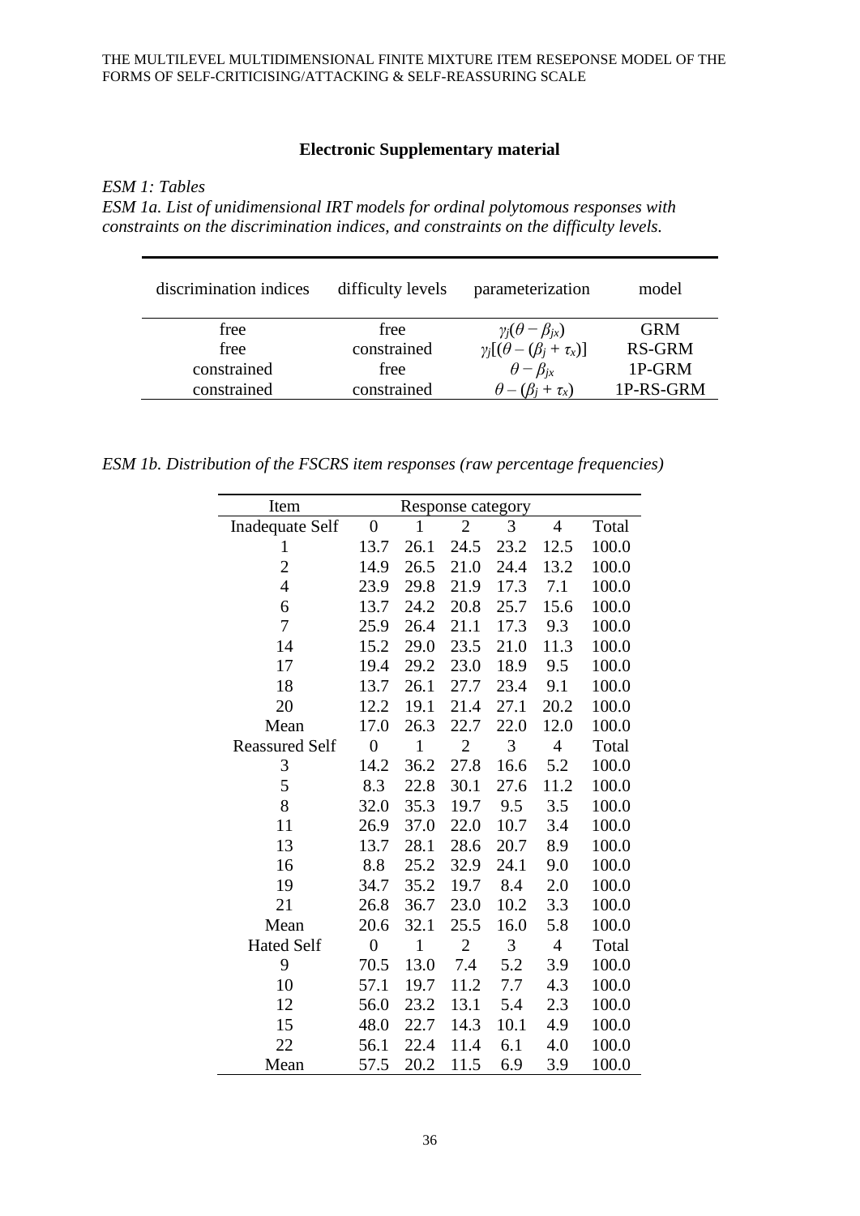**Electronic Supplementary material**

*ESM 1: Tables*

*ESM 1a. List of unidimensional IRT models for ordinal polytomous responses with constraints on the discrimination indices, and constraints on the difficulty levels.*

| discrimination indices | difficulty levels | parameterization | model |
|---|---|---|---|
| free | free | $\gamma_j(\theta - \beta_{jx})$ | GRM |
| free | constrained | $\gamma_j[(\theta - (\beta_j + \tau_x)]$ | RS-GRM |
| constrained | free | $\theta - \beta_{jx}$ | 1P-GRM |
| constrained | constrained | $\theta - (\beta_j + \tau_x)$ | 1P-RS-GRM |

*ESM 1b. Distribution of the FSCRS item responses (raw percentage frequencies)*

| Item | Response category | | | | | |
|---|---|---|---|---|---|---|
| Inadequate Self | 0 | 1 | 2 | 3 | 4 | Total |
| 1 | 13.7 | 26.1 | 24.5 | 23.2 | 12.5 | 100.0 |
| 2 | 14.9 | 26.5 | 21.0 | 24.4 | 13.2 | 100.0 |
| 4 | 23.9 | 29.8 | 21.9 | 17.3 | 7.1 | 100.0 |
| 6 | 13.7 | 24.2 | 20.8 | 25.7 | 15.6 | 100.0 |
| 7 | 25.9 | 26.4 | 21.1 | 17.3 | 9.3 | 100.0 |
| 14 | 15.2 | 29.0 | 23.5 | 21.0 | 11.3 | 100.0 |
| 17 | 19.4 | 29.2 | 23.0 | 18.9 | 9.5 | 100.0 |
| 18 | 13.7 | 26.1 | 27.7 | 23.4 | 9.1 | 100.0 |
| 20 | 12.2 | 19.1 | 21.4 | 27.1 | 20.2 | 100.0 |
| Mean | 17.0 | 26.3 | 22.7 | 22.0 | 12.0 | 100.0 |
| Reassured Self | 0 | 1 | 2 | 3 | 4 | Total |
| 3 | 14.2 | 36.2 | 27.8 | 16.6 | 5.2 | 100.0 |
| 5 | 8.3 | 22.8 | 30.1 | 27.6 | 11.2 | 100.0 |
| 8 | 32.0 | 35.3 | 19.7 | 9.5 | 3.5 | 100.0 |
| 11 | 26.9 | 37.0 | 22.0 | 10.7 | 3.4 | 100.0 |
| 13 | 13.7 | 28.1 | 28.6 | 20.7 | 8.9 | 100.0 |
| 16 | 8.8 | 25.2 | 32.9 | 24.1 | 9.0 | 100.0 |
| 19 | 34.7 | 35.2 | 19.7 | 8.4 | 2.0 | 100.0 |
| 21 | 26.8 | 36.7 | 23.0 | 10.2 | 3.3 | 100.0 |
| Mean | 20.6 | 32.1 | 25.5 | 16.0 | 5.8 | 100.0 |
| Hated Self | 0 | 1 | 2 | 3 | 4 | Total |
| 9 | 70.5 | 13.0 | 7.4 | 5.2 | 3.9 | 100.0 |
| 10 | 57.1 | 19.7 | 11.2 | 7.7 | 4.3 | 100.0 |
| 12 | 56.0 | 23.2 | 13.1 | 5.4 | 2.3 | 100.0 |
| 15 | 48.0 | 22.7 | 14.3 | 10.1 | 4.9 | 100.0 |
| 22 | 56.1 | 22.4 | 11.4 | 6.1 | 4.0 | 100.0 |
| Mean | 57.5 | 20.2 | 11.5 | 6.9 | 3.9 | 100.0 |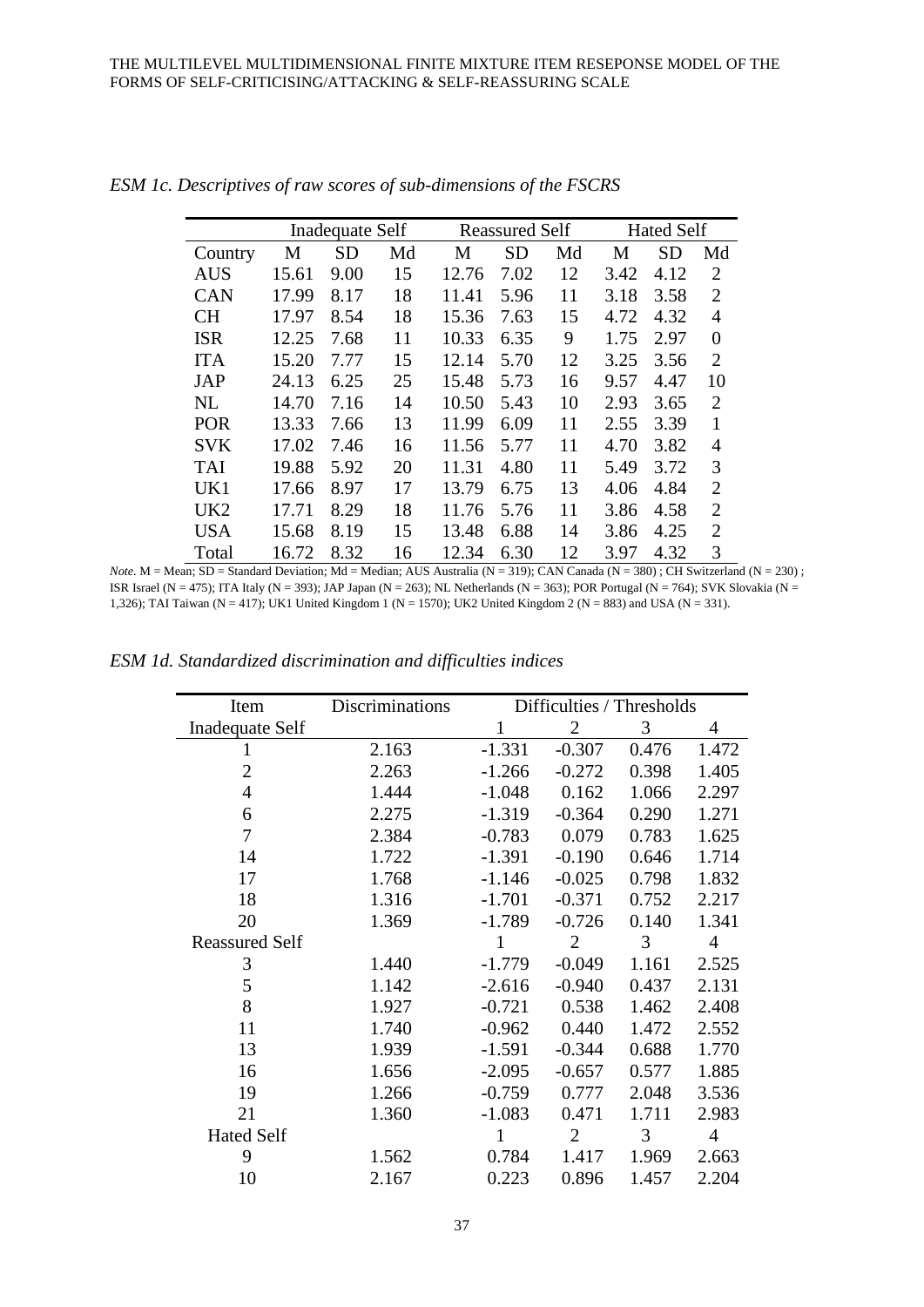*ESM 1c. Descriptives of raw scores of sub-dimensions of the FSCRS*

| | Inadequate Self | | | Reassured Self | | | Hated Self | | |
|---|---|---|---|---|---|---|---|---|---|
| Country | M | SD | Md | M | SD | Md | M | SD | Md |
| AUS | 15.61 | 9.00 | 15 | 12.76 | 7.02 | 12 | 3.42 | 4.12 | 2 |
| CAN | 17.99 | 8.17 | 18 | 11.41 | 5.96 | 11 | 3.18 | 3.58 | 2 |
| CH | 17.97 | 8.54 | 18 | 15.36 | 7.63 | 15 | 4.72 | 4.32 | 4 |
| ISR | 12.25 | 7.68 | 11 | 10.33 | 6.35 | 9 | 1.75 | 2.97 | 0 |
| ITA | 15.20 | 7.77 | 15 | 12.14 | 5.70 | 12 | 3.25 | 3.56 | 2 |
| JAP | 24.13 | 6.25 | 25 | 15.48 | 5.73 | 16 | 9.57 | 4.47 | 10 |
| NL | 14.70 | 7.16 | 14 | 10.50 | 5.43 | 10 | 2.93 | 3.65 | 2 |
| POR | 13.33 | 7.66 | 13 | 11.99 | 6.09 | 11 | 2.55 | 3.39 | 1 |
| SVK | 17.02 | 7.46 | 16 | 11.56 | 5.77 | 11 | 4.70 | 3.82 | 4 |
| TAI | 19.88 | 5.92 | 20 | 11.31 | 4.80 | 11 | 5.49 | 3.72 | 3 |
| UK1 | 17.66 | 8.97 | 17 | 13.79 | 6.75 | 13 | 4.06 | 4.84 | 2 |
| UK2 | 17.71 | 8.29 | 18 | 11.76 | 5.76 | 11 | 3.86 | 4.58 | 2 |
| USA | 15.68 | 8.19 | 15 | 13.48 | 6.88 | 14 | 3.86 | 4.25 | 2 |
| Total | 16.72 | 8.32 | 16 | 12.34 | 6.30 | 12 | 3.97 | 4.32 | 3 |

*Note*. M = Mean; SD = Standard Deviation; Md = Median; AUS Australia (N = 319); CAN Canada (N = 380) ; CH Switzerland (N = 230) ; ISR Israel (N = 475); ITA Italy (N = 393); JAP Japan (N = 263); NL Netherlands (N = 363); POR Portugal (N = 764); SVK Slovakia (N = 1,326); TAI Taiwan (N = 417); UK1 United Kingdom 1 (N = 1570); UK2 United Kingdom 2 (N = 883) and USA (N = 331).

*ESM 1d. Standardized discrimination and difficulties indices*

| Item | Discriminations | Difficulties / Thresholds | | | |
|---|---|---|---|---|---|
| Inadequate Self | | 1 | 2 | 3 | 4 |
| 1 | 2.163 | -1.331 | -0.307 | 0.476 | 1.472 |
| 2 | 2.263 | -1.266 | -0.272 | 0.398 | 1.405 |
| 4 | 1.444 | -1.048 | 0.162 | 1.066 | 2.297 |
| 6 | 2.275 | -1.319 | -0.364 | 0.290 | 1.271 |
| 7 | 2.384 | -0.783 | 0.079 | 0.783 | 1.625 |
| 14 | 1.722 | -1.391 | -0.190 | 0.646 | 1.714 |
| 17 | 1.768 | -1.146 | -0.025 | 0.798 | 1.832 |
| 18 | 1.316 | -1.701 | -0.371 | 0.752 | 2.217 |
| 20 | 1.369 | -1.789 | -0.726 | 0.140 | 1.341 |
| Reassured Self | | 1 | 2 | 3 | 4 |
| 3 | 1.440 | -1.779 | -0.049 | 1.161 | 2.525 |
| 5 | 1.142 | -2.616 | -0.940 | 0.437 | 2.131 |
| 8 | 1.927 | -0.721 | 0.538 | 1.462 | 2.408 |
| 11 | 1.740 | -0.962 | 0.440 | 1.472 | 2.552 |
| 13 | 1.939 | -1.591 | -0.344 | 0.688 | 1.770 |
| 16 | 1.656 | -2.095 | -0.657 | 0.577 | 1.885 |
| 19 | 1.266 | -0.759 | 0.777 | 2.048 | 3.536 |
| 21 | 1.360 | -1.083 | 0.471 | 1.711 | 2.983 |
| Hated Self | | 1 | 2 | 3 | 4 |
| 9 | 1.562 | 0.784 | 1.417 | 1.969 | 2.663 |
| 10 | 2.167 | 0.223 | 0.896 | 1.457 | 2.204 |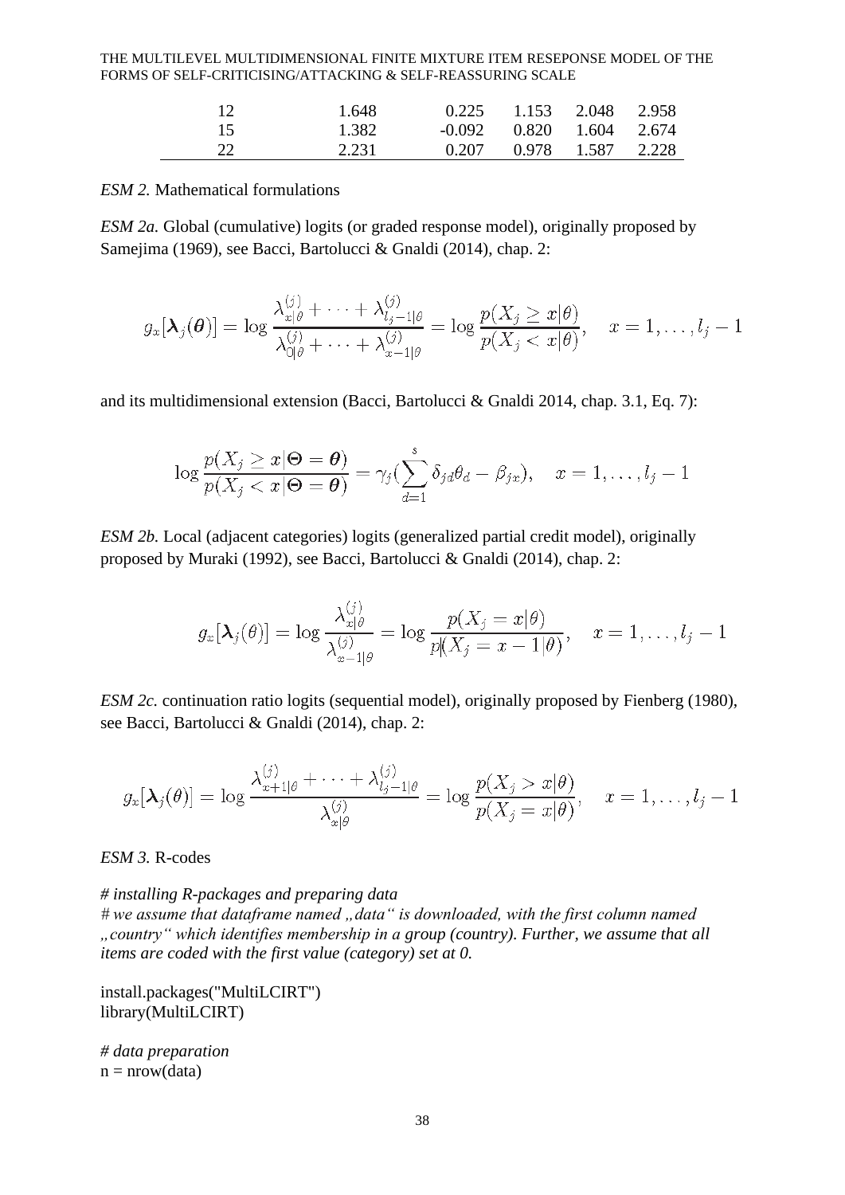| 12 | 1.648 | 0.225 | 1.153 | 2.048 | 2.958 |
|---|---|---|---|---|---|
| 15 | 1.382 | -0.092 | 0.820 | 1.604 | 2.674 |
| 22 | 2.231 | 0.207 | 0.978 | 1.587 | 2.228 |

*ESM 2.* Mathematical formulations

*ESM 2a.* Global (cumulative) logits (or graded response model), originally proposed by Samejima (1969), see Bacci, Bartolucci & Gnaldi (2014), chap. 2:

$$g_x[\boldsymbol{\lambda}_j(\boldsymbol{\theta})] = \log \frac{\lambda_{x|\theta}^{(j)} + \cdots + \lambda_{l_j-1|\theta}^{(j)}}{\lambda_{0|\theta}^{(j)} + \cdots + \lambda_{x-1|\theta}^{(j)}} = \log \frac{p(X_j \geq x|\theta)}{p(X_j < x|\theta)}, \quad x = 1, \ldots, l_j - 1$$

and its multidimensional extension (Bacci, Bartolucci & Gnaldi 2014, chap. 3.1, Eq. 7):

$$\log \frac{p(X_j \geq x|\boldsymbol{\Theta} = \boldsymbol{\theta})}{p(X_j < x|\boldsymbol{\Theta} = \boldsymbol{\theta})} = \gamma_j(\sum_{d=1}^{s} \delta_{jd}\theta_d - \beta_{jx}), \quad x = 1, \ldots, l_j - 1$$

*ESM 2b.* Local (adjacent categories) logits (generalized partial credit model), originally proposed by Muraki (1992), see Bacci, Bartolucci & Gnaldi (2014), chap. 2:

$$g_x[\boldsymbol{\lambda}_j(\theta)] = \log \frac{\lambda_{x|\theta}^{(j)}}{\lambda_{x-1|\theta}^{(j)}} = \log \frac{p(X_j = x|\theta)}{p(X_j = x - 1|\theta)}, \quad x = 1, \ldots, l_j - 1$$

*ESM 2c.* continuation ratio logits (sequential model), originally proposed by Fienberg (1980), see Bacci, Bartolucci & Gnaldi (2014), chap. 2:

$$g_x[\boldsymbol{\lambda}_j(\theta)] = \log \frac{\lambda_{x+1|\theta}^{(j)} + \cdots + \lambda_{l_j-1|\theta}^{(j)}}{\lambda_{x|\theta}^{(j)}} = \log \frac{p(X_j > x|\theta)}{p(X_j = x|\theta)}, \quad x = 1, \ldots, l_j - 1$$

*ESM 3.* R-codes

*# installing R-packages and preparing data*
*# we assume that dataframe named „data“ is downloaded, with the first column named „country“ which identifies membership in a group (country). Further, we assume that all items are coded with the first value (category) set at 0.*

```
install.packages("MultiLCIRT")
library(MultiLCIRT)
```

*# data preparation*

```
n = nrow(data)
```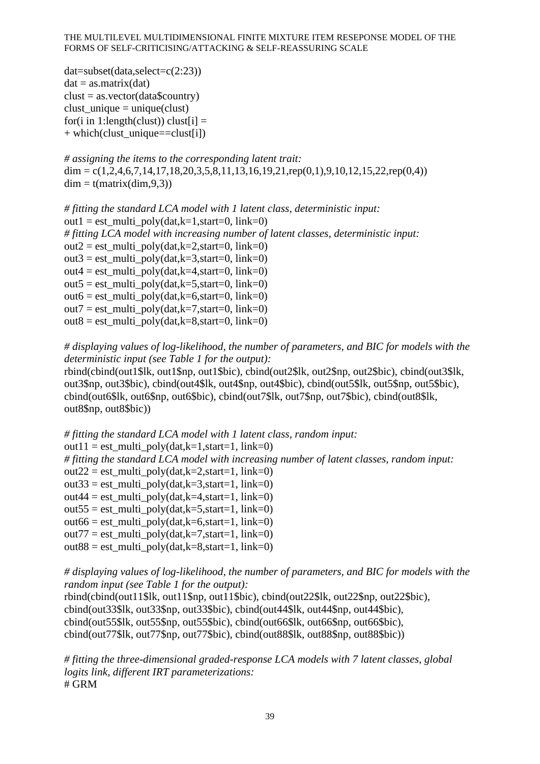```
dat=subset(data,select=c(2:23))
dat = as.matrix(dat)
clust = as.vector(data$country)
clust_unique = unique(clust)
for(i in 1:length(clust)) clust[i] =
+ which(clust_unique==clust[i])

# assigning the items to the corresponding latent trait:
dim = c(1,2,4,6,7,14,17,18,20,3,5,8,11,13,16,19,21,rep(0,1),9,10,12,15,22,rep(0,4))
dim = t(matrix(dim,9,3))

# fitting the standard LCA model with 1 latent class, deterministic input:
out1 = est_multi_poly(dat,k=1,start=0, link=0)
# fitting LCA model with increasing number of latent classes, deterministic input:
out2 = est_multi_poly(dat,k=2,start=0, link=0)
out3 = est_multi_poly(dat,k=3,start=0, link=0)
out4 = est_multi_poly(dat,k=4,start=0, link=0)
out5 = est_multi_poly(dat,k=5,start=0, link=0)
out6 = est_multi_poly(dat,k=6,start=0, link=0)
out7 = est_multi_poly(dat,k=7,start=0, link=0)
out8 = est_multi_poly(dat,k=8,start=0, link=0)

# displaying values of log-likelihood, the number of parameters, and BIC for models with the
deterministic input (see Table 1 for the output):
rbind(cbind(out1$lk, out1$np, out1$bic), cbind(out2$lk, out2$np, out2$bic), cbind(out3$lk,
out3$np, out3$bic), cbind(out4$lk, out4$np, out4$bic), cbind(out5$lk, out5$np, out5$bic),
cbind(out6$lk, out6$np, out6$bic), cbind(out7$lk, out7$np, out7$bic), cbind(out8$lk,
out8$np, out8$bic))

# fitting the standard LCA model with 1 latent class, random input:
out11 = est_multi_poly(dat,k=1,start=1, link=0)
# fitting the standard LCA model with increasing number of latent classes, random input:
out22 = est_multi_poly(dat,k=2,start=1, link=0)
out33 = est_multi_poly(dat,k=3,start=1, link=0)
out44 = est_multi_poly(dat,k=4,start=1, link=0)
out55 = est_multi_poly(dat,k=5,start=1, link=0)
out66 = est_multi_poly(dat,k=6,start=1, link=0)
out77 = est_multi_poly(dat,k=7,start=1, link=0)
out88 = est_multi_poly(dat,k=8,start=1, link=0)

# displaying values of log-likelihood, the number of parameters, and BIC for models with the
random input (see Table 1 for the output):
rbind(cbind(out11$lk, out11$np, out11$bic), cbind(out22$lk, out22$np, out22$bic),
cbind(out33$lk, out33$np, out33$bic), cbind(out44$lk, out44$np, out44$bic),
cbind(out55$lk, out55$np, out55$bic), cbind(out66$lk, out66$np, out66$bic),
cbind(out77$lk, out77$np, out77$bic), cbind(out88$lk, out88$np, out88$bic))

# fitting the three-dimensional graded-response LCA models with 7 latent classes, global
logits link, different IRT parameterizations:
# GRM
```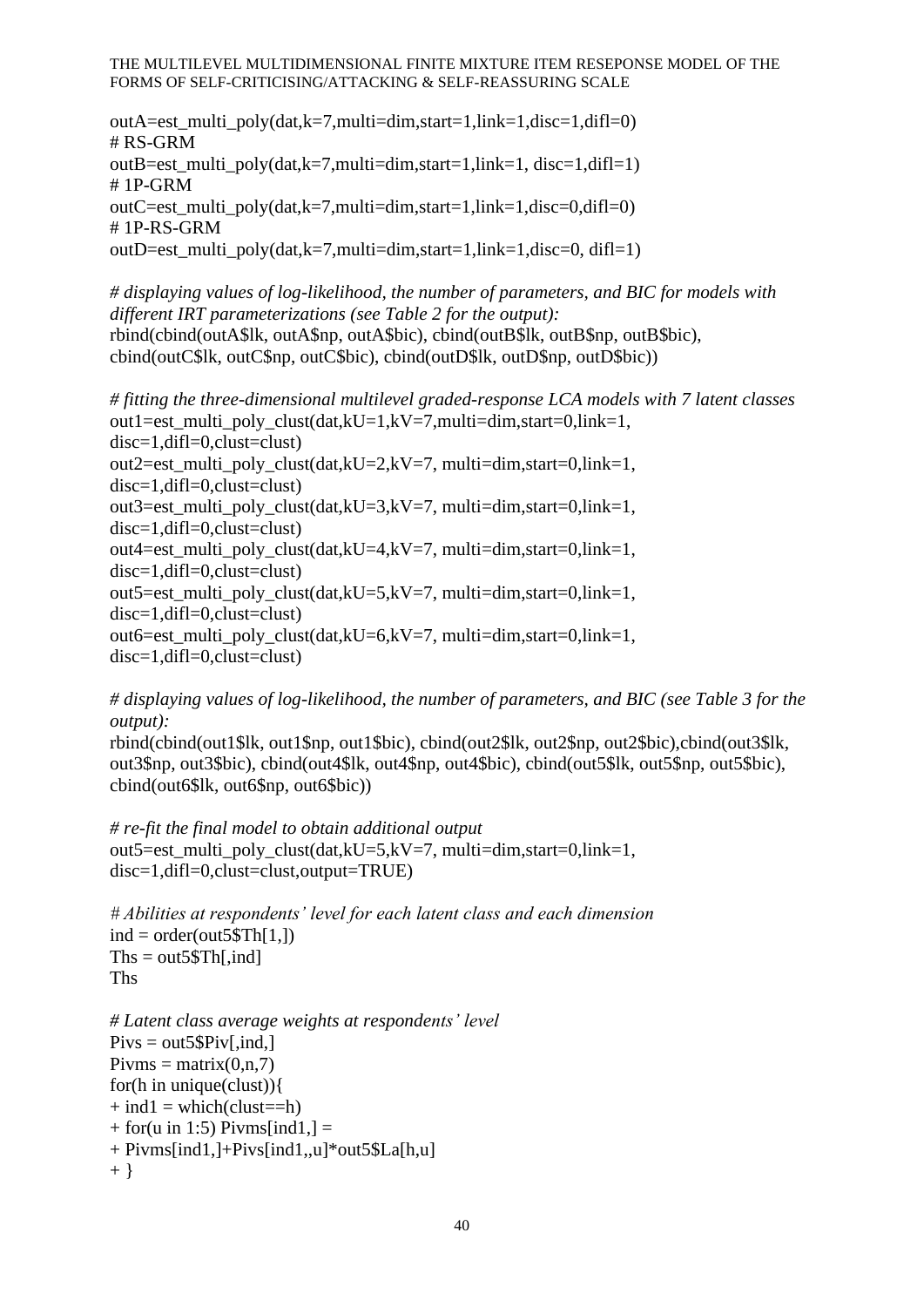```
outA=est_multi_poly(dat,k=7,multi=dim,start=1,link=1,disc=1,difl=0)
# RS-GRM
outB=est_multi_poly(dat,k=7,multi=dim,start=1,link=1, disc=1,difl=1)
# 1P-GRM
outC=est_multi_poly(dat,k=7,multi=dim,start=1,link=1,disc=0,difl=0)
# 1P-RS-GRM
outD=est_multi_poly(dat,k=7,multi=dim,start=1,link=1,disc=0, difl=1)

# displaying values of log-likelihood, the number of parameters, and BIC for models with different IRT parameterizations (see Table 2 for the output):
rbind(cbind(outA$lk, outA$np, outA$bic), cbind(outB$lk, outB$np, outB$bic),
cbind(outC$lk, outC$np, outC$bic), cbind(outD$lk, outD$np, outD$bic))

# fitting the three-dimensional multilevel graded-response LCA models with 7 latent classes
out1=est_multi_poly_clust(dat,kU=1,kV=7,multi=dim,start=0,link=1,
disc=1,difl=0,clust=clust)
out2=est_multi_poly_clust(dat,kU=2,kV=7, multi=dim,start=0,link=1,
disc=1,difl=0,clust=clust)
out3=est_multi_poly_clust(dat,kU=3,kV=7, multi=dim,start=0,link=1,
disc=1,difl=0,clust=clust)
out4=est_multi_poly_clust(dat,kU=4,kV=7, multi=dim,start=0,link=1,
disc=1,difl=0,clust=clust)
out5=est_multi_poly_clust(dat,kU=5,kV=7, multi=dim,start=0,link=1,
disc=1,difl=0,clust=clust)
out6=est_multi_poly_clust(dat,kU=6,kV=7, multi=dim,start=0,link=1,
disc=1,difl=0,clust=clust)

# displaying values of log-likelihood, the number of parameters, and BIC (see Table 3 for the output):
rbind(cbind(out1$lk, out1$np, out1$bic), cbind(out2$lk, out2$np, out2$bic),cbind(out3$lk,
out3$np, out3$bic), cbind(out4$lk, out4$np, out4$bic), cbind(out5$lk, out5$np, out5$bic),
cbind(out6$lk, out6$np, out6$bic))

# re-fit the final model to obtain additional output
out5=est_multi_poly_clust(dat,kU=5,kV=7, multi=dim,start=0,link=1,
disc=1,difl=0,clust=clust,output=TRUE)

# Abilities at respondents' level for each latent class and each dimension
ind = order(out5$Th[1,])
Ths = out5$Th[,ind]
Ths

# Latent class average weights at respondents' level
Pivs = out5$Piv[,ind,]
Pivms = matrix(0,n,7)
for(h in unique(clust)){
+ ind1 = which(clust==h)
+ for(u in 1:5) Pivms[ind1,] =
+ Pivms[ind1,]+Pivs[ind1,,u]*out5$La[h,u]
+ }
```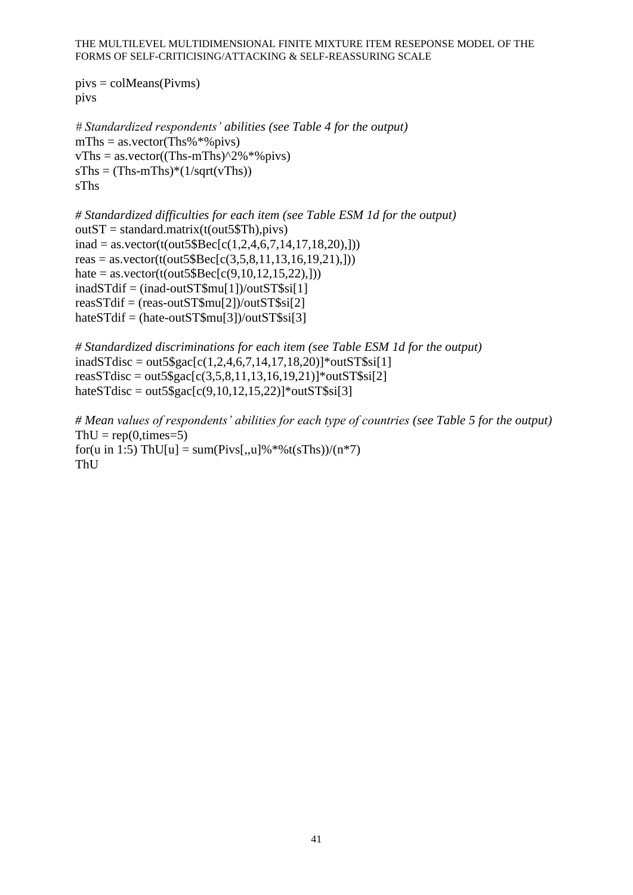```
pivs = colMeans(Pivms)
pivs

# Standardized respondents' abilities (see Table 4 for the output)
mThs = as.vector(Ths%*%pivs)
vThs = as.vector((Ths-mThs)^2%*%pivs)
sThs = (Ths-mThs)*(1/sqrt(vThs))
sThs

# Standardized difficulties for each item (see Table ESM 1d for the output)
outST = standard.matrix(t(out5$Th),pivs)
inad = as.vector(t(out5$Bec[c(1,2,4,6,7,14,17,18,20),]))
reas = as.vector(t(out5$Bec[c(3,5,8,11,13,16,19,21),]))
hate = as.vector(t(out5$Bec[c(9,10,12,15,22),]))
inadSTdif = (inad-outST$mu[1])/outST$si[1]
reasSTdif = (reas-outST$mu[2])/outST$si[2]
hateSTdif = (hate-outST$mu[3])/outST$si[3]

# Standardized discriminations for each item (see Table ESM 1d for the output)
inadSTdisc = out5$gac[c(1,2,4,6,7,14,17,18,20)]*outST$si[1]
reasSTdisc = out5$gac[c(3,5,8,11,13,16,19,21)]*outST$si[2]
hateSTdisc = out5$gac[c(9,10,12,15,22)]*outST$si[3]

# Mean values of respondents' abilities for each type of countries (see Table 5 for the output)
ThU = rep(0,times=5)
for(u in 1:5) ThU[u] = sum(Pivs[,,u]%*%t(sThs))/(n*7)
ThU
```